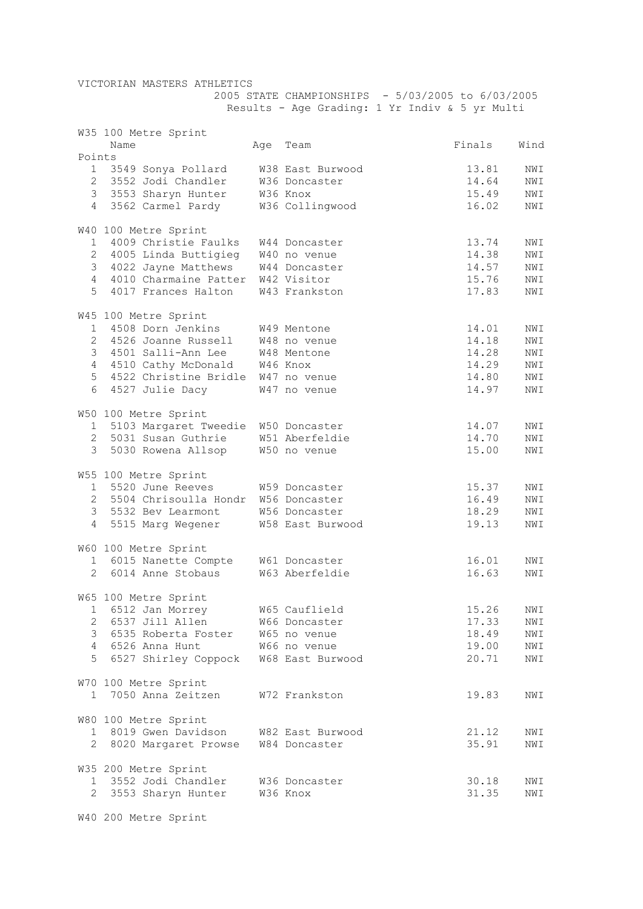VICTORIAN MASTERS ATHLETICS

2005 STATE CHAMPIONSHIPS - 5/03/2005 to 6/03/2005

Results - Age Grading: 1 Yr Indiv & 5 yr Multi

### W35 100 Metre Sprint

| Points | | Name | Age | Team | Finals | Wind |
|---|---|---|---|---|---|---|
| 1 | 3549 | Sonya Pollard | W38 | East Burwood | 13.81 | NWI |
| 2 | 3552 | Jodi Chandler | W36 | Doncaster | 14.64 | NWI |
| 3 | 3553 | Sharyn Hunter | W36 | Knox | 15.49 | NWI |
| 4 | 3562 | Carmel Pardy | W36 | Collingwood | 16.02 | NWI |

### W40 100 Metre Sprint

| Points | | Name | Age | Team | Finals | Wind |
|---|---|---|---|---|---|---|
| 1 | 4009 | Christie Faulks | W44 | Doncaster | 13.74 | NWI |
| 2 | 4005 | Linda Buttigieg | W40 | no venue | 14.38 | NWI |
| 3 | 4022 | Jayne Matthews | W44 | Doncaster | 14.57 | NWI |
| 4 | 4010 | Charmaine Patter | W42 | Visitor | 15.76 | NWI |
| 5 | 4017 | Frances Halton | W43 | Frankston | 17.83 | NWI |

### W45 100 Metre Sprint

| Points | | Name | Age | Team | Finals | Wind |
|---|---|---|---|---|---|---|
| 1 | 4508 | Dorn Jenkins | W49 | Mentone | 14.01 | NWI |
| 2 | 4526 | Joanne Russell | W48 | no venue | 14.18 | NWI |
| 3 | 4501 | Salli-Ann Lee | W48 | Mentone | 14.28 | NWI |
| 4 | 4510 | Cathy McDonald | W46 | Knox | 14.29 | NWI |
| 5 | 4522 | Christine Bridle | W47 | no venue | 14.80 | NWI |
| 6 | 4527 | Julie Dacy | W47 | no venue | 14.97 | NWI |

### W50 100 Metre Sprint

| Points | | Name | Age | Team | Finals | Wind |
|---|---|---|---|---|---|---|
| 1 | 5103 | Margaret Tweedie | W50 | Doncaster | 14.07 | NWI |
| 2 | 5031 | Susan Guthrie | W51 | Aberfeldie | 14.70 | NWI |
| 3 | 5030 | Rowena Allsop | W50 | no venue | 15.00 | NWI |

### W55 100 Metre Sprint

| Points | | Name | Age | Team | Finals | Wind |
|---|---|---|---|---|---|---|
| 1 | 5520 | June Reeves | W59 | Doncaster | 15.37 | NWI |
| 2 | 5504 | Chrisoulla Hondr | W56 | Doncaster | 16.49 | NWI |
| 3 | 5532 | Bev Learmont | W56 | Doncaster | 18.29 | NWI |
| 4 | 5515 | Marg Wegener | W58 | East Burwood | 19.13 | NWI |

### W60 100 Metre Sprint

| Points | | Name | Age | Team | Finals | Wind |
|---|---|---|---|---|---|---|
| 1 | 6015 | Nanette Compte | W61 | Doncaster | 16.01 | NWI |
| 2 | 6014 | Anne Stobaus | W63 | Aberfeldie | 16.63 | NWI |

### W65 100 Metre Sprint

| Points | | Name | Age | Team | Finals | Wind |
|---|---|---|---|---|---|---|
| 1 | 6512 | Jan Morrey | W65 | Cauflield | 15.26 | NWI |
| 2 | 6537 | Jill Allen | W66 | Doncaster | 17.33 | NWI |
| 3 | 6535 | Roberta Foster | W65 | no venue | 18.49 | NWI |
| 4 | 6526 | Anna Hunt | W66 | no venue | 19.00 | NWI |
| 5 | 6527 | Shirley Coppock | W68 | East Burwood | 20.71 | NWI |

### W70 100 Metre Sprint

| Points | | Name | Age | Team | Finals | Wind |
|---|---|---|---|---|---|---|
| 1 | 7050 | Anna Zeitzen | W72 | Frankston | 19.83 | NWI |

### W80 100 Metre Sprint

| Points | | Name | Age | Team | Finals | Wind |
|---|---|---|---|---|---|---|
| 1 | 8019 | Gwen Davidson | W82 | East Burwood | 21.12 | NWI |
| 2 | 8020 | Margaret Prowse | W84 | Doncaster | 35.91 | NWI |

### W35 200 Metre Sprint

| Points | | Name | Age | Team | Finals | Wind |
|---|---|---|---|---|---|---|
| 1 | 3552 | Jodi Chandler | W36 | Doncaster | 30.18 | NWI |
| 2 | 3553 | Sharyn Hunter | W36 | Knox | 31.35 | NWI |

### W40 200 Metre Sprint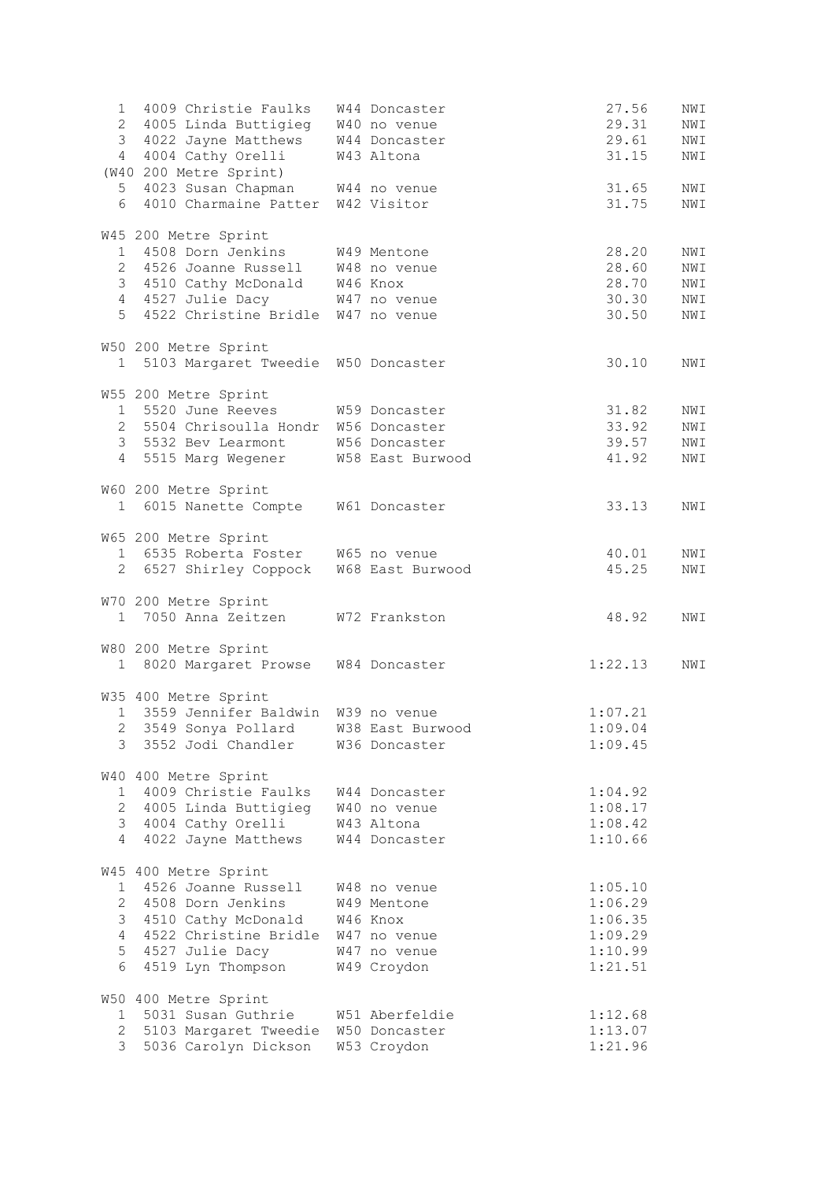| Place | No. | Name | Age/Club | Time | |
|---|---|---|---|---|---|
| 1 | 4009 | Christie Faulks | W44 Doncaster | 27.56 | NWI |
| 2 | 4005 | Linda Buttigieg | W40 no venue | 29.31 | NWI |
| 3 | 4022 | Jayne Matthews | W44 Doncaster | 29.61 | NWI |
| 4 | 4004 | Cathy Orelli | W43 Altona | 31.15 | NWI |

(W40 200 Metre Sprint)

| Place | No. | Name | Age/Club | Time | |
|---|---|---|---|---|---|
| 5 | 4023 | Susan Chapman | W44 no venue | 31.65 | NWI |
| 6 | 4010 | Charmaine Patter | W42 Visitor | 31.75 | NWI |

W45 200 Metre Sprint

| Place | No. | Name | Age/Club | Time | |
|---|---|---|---|---|---|
| 1 | 4508 | Dorn Jenkins | W49 Mentone | 28.20 | NWI |
| 2 | 4526 | Joanne Russell | W48 no venue | 28.60 | NWI |
| 3 | 4510 | Cathy McDonald | W46 Knox | 28.70 | NWI |
| 4 | 4527 | Julie Dacy | W47 no venue | 30.30 | NWI |
| 5 | 4522 | Christine Bridle | W47 no venue | 30.50 | NWI |

W50 200 Metre Sprint

| Place | No. | Name | Age/Club | Time | |
|---|---|---|---|---|---|
| 1 | 5103 | Margaret Tweedie | W50 Doncaster | 30.10 | NWI |

W55 200 Metre Sprint

| Place | No. | Name | Age/Club | Time | |
|---|---|---|---|---|---|
| 1 | 5520 | June Reeves | W59 Doncaster | 31.82 | NWI |
| 2 | 5504 | Chrisoulla Hondr | W56 Doncaster | 33.92 | NWI |
| 3 | 5532 | Bev Learmont | W56 Doncaster | 39.57 | NWI |
| 4 | 5515 | Marg Wegener | W58 East Burwood | 41.92 | NWI |

W60 200 Metre Sprint

| Place | No. | Name | Age/Club | Time | |
|---|---|---|---|---|---|
| 1 | 6015 | Nanette Compte | W61 Doncaster | 33.13 | NWI |

W65 200 Metre Sprint

| Place | No. | Name | Age/Club | Time | |
|---|---|---|---|---|---|
| 1 | 6535 | Roberta Foster | W65 no venue | 40.01 | NWI |
| 2 | 6527 | Shirley Coppock | W68 East Burwood | 45.25 | NWI |

W70 200 Metre Sprint

| Place | No. | Name | Age/Club | Time | |
|---|---|---|---|---|---|
| 1 | 7050 | Anna Zeitzen | W72 Frankston | 48.92 | NWI |

W80 200 Metre Sprint

| Place | No. | Name | Age/Club | Time | |
|---|---|---|---|---|---|
| 1 | 8020 | Margaret Prowse | W84 Doncaster | 1:22.13 | NWI |

W35 400 Metre Sprint

| Place | No. | Name | Age/Club | Time |
|---|---|---|---|---|
| 1 | 3559 | Jennifer Baldwin | W39 no venue | 1:07.21 |
| 2 | 3549 | Sonya Pollard | W38 East Burwood | 1:09.04 |
| 3 | 3552 | Jodi Chandler | W36 Doncaster | 1:09.45 |

W40 400 Metre Sprint

| Place | No. | Name | Age/Club | Time |
|---|---|---|---|---|
| 1 | 4009 | Christie Faulks | W44 Doncaster | 1:04.92 |
| 2 | 4005 | Linda Buttigieg | W40 no venue | 1:08.17 |
| 3 | 4004 | Cathy Orelli | W43 Altona | 1:08.42 |
| 4 | 4022 | Jayne Matthews | W44 Doncaster | 1:10.66 |

W45 400 Metre Sprint

| Place | No. | Name | Age/Club | Time |
|---|---|---|---|---|
| 1 | 4526 | Joanne Russell | W48 no venue | 1:05.10 |
| 2 | 4508 | Dorn Jenkins | W49 Mentone | 1:06.29 |
| 3 | 4510 | Cathy McDonald | W46 Knox | 1:06.35 |
| 4 | 4522 | Christine Bridle | W47 no venue | 1:09.29 |
| 5 | 4527 | Julie Dacy | W47 no venue | 1:10.99 |
| 6 | 4519 | Lyn Thompson | W49 Croydon | 1:21.51 |

W50 400 Metre Sprint

| Place | No. | Name | Age/Club | Time |
|---|---|---|---|---|
| 1 | 5031 | Susan Guthrie | W51 Aberfeldie | 1:12.68 |
| 2 | 5103 | Margaret Tweedie | W50 Doncaster | 1:13.07 |
| 3 | 5036 | Carolyn Dickson | W53 Croydon | 1:21.96 |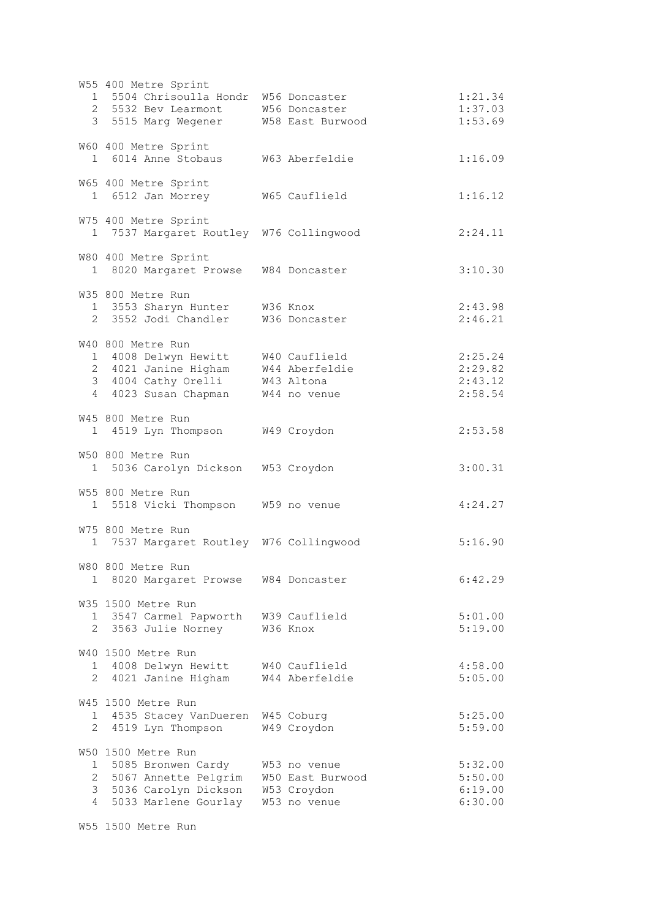W55 400 Metre Sprint

| | | | | |
|---|---|---|---|---|
| 1 | 5504 | Chrisoulla Hondr | W56 Doncaster | 1:21.34 |
| 2 | 5532 | Bev Learmont | W56 Doncaster | 1:37.03 |
| 3 | 5515 | Marg Wegener | W58 East Burwood | 1:53.69 |

W60 400 Metre Sprint

| | | | | |
|---|---|---|---|---|
| 1 | 6014 | Anne Stobaus | W63 Aberfeldie | 1:16.09 |

W65 400 Metre Sprint

| | | | | |
|---|---|---|---|---|
| 1 | 6512 | Jan Morrey | W65 Cauflield | 1:16.12 |

W75 400 Metre Sprint

| | | | | |
|---|---|---|---|---|
| 1 | 7537 | Margaret Routley | W76 Collingwood | 2:24.11 |

W80 400 Metre Sprint

| | | | | |
|---|---|---|---|---|
| 1 | 8020 | Margaret Prowse | W84 Doncaster | 3:10.30 |

W35 800 Metre Run

| | | | | |
|---|---|---|---|---|
| 1 | 3553 | Sharyn Hunter | W36 Knox | 2:43.98 |
| 2 | 3552 | Jodi Chandler | W36 Doncaster | 2:46.21 |

W40 800 Metre Run

| | | | | |
|---|---|---|---|---|
| 1 | 4008 | Delwyn Hewitt | W40 Cauflield | 2:25.24 |
| 2 | 4021 | Janine Higham | W44 Aberfeldie | 2:29.82 |
| 3 | 4004 | Cathy Orelli | W43 Altona | 2:43.12 |
| 4 | 4023 | Susan Chapman | W44 no venue | 2:58.54 |

W45 800 Metre Run

| | | | | |
|---|---|---|---|---|
| 1 | 4519 | Lyn Thompson | W49 Croydon | 2:53.58 |

W50 800 Metre Run

| | | | | |
|---|---|---|---|---|
| 1 | 5036 | Carolyn Dickson | W53 Croydon | 3:00.31 |

W55 800 Metre Run

| | | | | |
|---|---|---|---|---|
| 1 | 5518 | Vicki Thompson | W59 no venue | 4:24.27 |

W75 800 Metre Run

| | | | | |
|---|---|---|---|---|
| 1 | 7537 | Margaret Routley | W76 Collingwood | 5:16.90 |

W80 800 Metre Run

| | | | | |
|---|---|---|---|---|
| 1 | 8020 | Margaret Prowse | W84 Doncaster | 6:42.29 |

W35 1500 Metre Run

| | | | | |
|---|---|---|---|---|
| 1 | 3547 | Carmel Papworth | W39 Cauflield | 5:01.00 |
| 2 | 3563 | Julie Norney | W36 Knox | 5:19.00 |

W40 1500 Metre Run

| | | | | |
|---|---|---|---|---|
| 1 | 4008 | Delwyn Hewitt | W40 Cauflield | 4:58.00 |
| 2 | 4021 | Janine Higham | W44 Aberfeldie | 5:05.00 |

W45 1500 Metre Run

| | | | | |
|---|---|---|---|---|
| 1 | 4535 | Stacey VanDueren | W45 Coburg | 5:25.00 |
| 2 | 4519 | Lyn Thompson | W49 Croydon | 5:59.00 |

W50 1500 Metre Run

| | | | | |
|---|---|---|---|---|
| 1 | 5085 | Bronwen Cardy | W53 no venue | 5:32.00 |
| 2 | 5067 | Annette Pelgrim | W50 East Burwood | 5:50.00 |
| 3 | 5036 | Carolyn Dickson | W53 Croydon | 6:19.00 |
| 4 | 5033 | Marlene Gourlay | W53 no venue | 6:30.00 |

W55 1500 Metre Run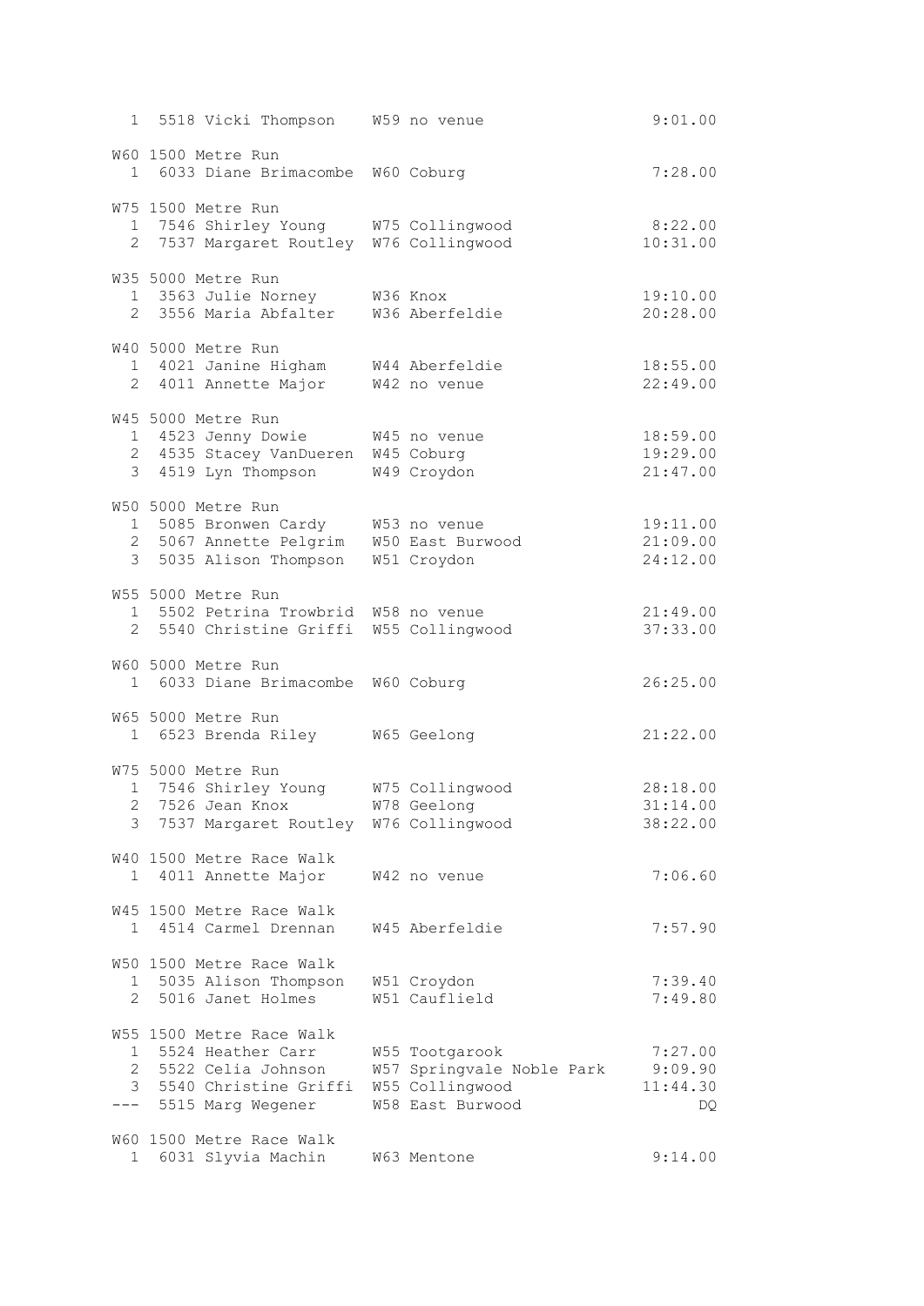| Place | No. | Name | Age/Club | Time |
|---|---|---|---|---|
| 1 | 5518 | Vicki Thompson | W59 no venue | 9:01.00 |

**W60 1500 Metre Run**

| Place | No. | Name | Age/Club | Time |
|---|---|---|---|---|
| 1 | 6033 | Diane Brimacombe | W60 Coburg | 7:28.00 |

**W75 1500 Metre Run**

| Place | No. | Name | Age/Club | Time |
|---|---|---|---|---|
| 1 | 7546 | Shirley Young | W75 Collingwood | 8:22.00 |
| 2 | 7537 | Margaret Routley | W76 Collingwood | 10:31.00 |

**W35 5000 Metre Run**

| Place | No. | Name | Age/Club | Time |
|---|---|---|---|---|
| 1 | 3563 | Julie Norney | W36 Knox | 19:10.00 |
| 2 | 3556 | Maria Abfalter | W36 Aberfeldie | 20:28.00 |

**W40 5000 Metre Run**

| Place | No. | Name | Age/Club | Time |
|---|---|---|---|---|
| 1 | 4021 | Janine Higham | W44 Aberfeldie | 18:55.00 |
| 2 | 4011 | Annette Major | W42 no venue | 22:49.00 |

**W45 5000 Metre Run**

| Place | No. | Name | Age/Club | Time |
|---|---|---|---|---|
| 1 | 4523 | Jenny Dowie | W45 no venue | 18:59.00 |
| 2 | 4535 | Stacey VanDueren | W45 Coburg | 19:29.00 |
| 3 | 4519 | Lyn Thompson | W49 Croydon | 21:47.00 |

**W50 5000 Metre Run**

| Place | No. | Name | Age/Club | Time |
|---|---|---|---|---|
| 1 | 5085 | Bronwen Cardy | W53 no venue | 19:11.00 |
| 2 | 5067 | Annette Pelgrim | W50 East Burwood | 21:09.00 |
| 3 | 5035 | Alison Thompson | W51 Croydon | 24:12.00 |

**W55 5000 Metre Run**

| Place | No. | Name | Age/Club | Time |
|---|---|---|---|---|
| 1 | 5502 | Petrina Trowbrid | W58 no venue | 21:49.00 |
| 2 | 5540 | Christine Griffi | W55 Collingwood | 37:33.00 |

**W60 5000 Metre Run**

| Place | No. | Name | Age/Club | Time |
|---|---|---|---|---|
| 1 | 6033 | Diane Brimacombe | W60 Coburg | 26:25.00 |

**W65 5000 Metre Run**

| Place | No. | Name | Age/Club | Time |
|---|---|---|---|---|
| 1 | 6523 | Brenda Riley | W65 Geelong | 21:22.00 |

**W75 5000 Metre Run**

| Place | No. | Name | Age/Club | Time |
|---|---|---|---|---|
| 1 | 7546 | Shirley Young | W75 Collingwood | 28:18.00 |
| 2 | 7526 | Jean Knox | W78 Geelong | 31:14.00 |
| 3 | 7537 | Margaret Routley | W76 Collingwood | 38:22.00 |

**W40 1500 Metre Race Walk**

| Place | No. | Name | Age/Club | Time |
|---|---|---|---|---|
| 1 | 4011 | Annette Major | W42 no venue | 7:06.60 |

**W45 1500 Metre Race Walk**

| Place | No. | Name | Age/Club | Time |
|---|---|---|---|---|
| 1 | 4514 | Carmel Drennan | W45 Aberfeldie | 7:57.90 |

**W50 1500 Metre Race Walk**

| Place | No. | Name | Age/Club | Time |
|---|---|---|---|---|
| 1 | 5035 | Alison Thompson | W51 Croydon | 7:39.40 |
| 2 | 5016 | Janet Holmes | W51 Cauflield | 7:49.80 |

**W55 1500 Metre Race Walk**

| Place | No. | Name | Age/Club | Time |
|---|---|---|---|---|
| 1 | 5524 | Heather Carr | W55 Tootgarook | 7:27.00 |
| 2 | 5522 | Celia Johnson | W57 Springvale Noble Park | 9:09.90 |
| 3 | 5540 | Christine Griffi | W55 Collingwood | 11:44.30 |
| --- | 5515 | Marg Wegener | W58 East Burwood | DQ |

**W60 1500 Metre Race Walk**

| Place | No. | Name | Age/Club | Time |
|---|---|---|---|---|
| 1 | 6031 | Slyvia Machin | W63 Mentone | 9:14.00 |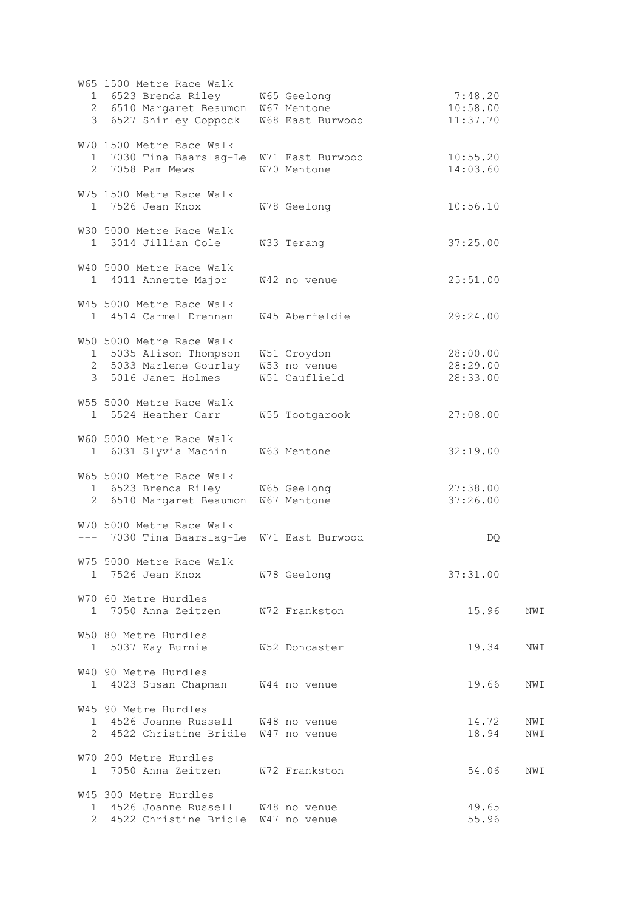W65 1500 Metre Race Walk

| Place | No. | Name | Age/Club | Time | |
|---|---|---|---|---|---|
| 1 | 6523 | Brenda Riley | W65 Geelong | 7:48.20 | |
| 2 | 6510 | Margaret Beaumon | W67 Mentone | 10:58.00 | |
| 3 | 6527 | Shirley Coppock | W68 East Burwood | 11:37.70 | |

W70 1500 Metre Race Walk

| Place | No. | Name | Age/Club | Time | |
|---|---|---|---|---|---|
| 1 | 7030 | Tina Baarslag-Le | W71 East Burwood | 10:55.20 | |
| 2 | 7058 | Pam Mews | W70 Mentone | 14:03.60 | |

W75 1500 Metre Race Walk

| Place | No. | Name | Age/Club | Time | |
|---|---|---|---|---|---|
| 1 | 7526 | Jean Knox | W78 Geelong | 10:56.10 | |

W30 5000 Metre Race Walk

| Place | No. | Name | Age/Club | Time | |
|---|---|---|---|---|---|
| 1 | 3014 | Jillian Cole | W33 Terang | 37:25.00 | |

W40 5000 Metre Race Walk

| Place | No. | Name | Age/Club | Time | |
|---|---|---|---|---|---|
| 1 | 4011 | Annette Major | W42 no venue | 25:51.00 | |

W45 5000 Metre Race Walk

| Place | No. | Name | Age/Club | Time | |
|---|---|---|---|---|---|
| 1 | 4514 | Carmel Drennan | W45 Aberfeldie | 29:24.00 | |

W50 5000 Metre Race Walk

| Place | No. | Name | Age/Club | Time | |
|---|---|---|---|---|---|
| 1 | 5035 | Alison Thompson | W51 Croydon | 28:00.00 | |
| 2 | 5033 | Marlene Gourlay | W53 no venue | 28:29.00 | |
| 3 | 5016 | Janet Holmes | W51 Cauflield | 28:33.00 | |

W55 5000 Metre Race Walk

| Place | No. | Name | Age/Club | Time | |
|---|---|---|---|---|---|
| 1 | 5524 | Heather Carr | W55 Tootgarook | 27:08.00 | |

W60 5000 Metre Race Walk

| Place | No. | Name | Age/Club | Time | |
|---|---|---|---|---|---|
| 1 | 6031 | Slyvia Machin | W63 Mentone | 32:19.00 | |

W65 5000 Metre Race Walk

| Place | No. | Name | Age/Club | Time | |
|---|---|---|---|---|---|
| 1 | 6523 | Brenda Riley | W65 Geelong | 27:38.00 | |
| 2 | 6510 | Margaret Beaumon | W67 Mentone | 37:26.00 | |

W70 5000 Metre Race Walk

| Place | No. | Name | Age/Club | Time | |
|---|---|---|---|---|---|
| --- | 7030 | Tina Baarslag-Le | W71 East Burwood | DQ | |

W75 5000 Metre Race Walk

| Place | No. | Name | Age/Club | Time | |
|---|---|---|---|---|---|
| 1 | 7526 | Jean Knox | W78 Geelong | 37:31.00 | |

W70 60 Metre Hurdles

| Place | No. | Name | Age/Club | Time | |
|---|---|---|---|---|---|
| 1 | 7050 | Anna Zeitzen | W72 Frankston | 15.96 | NWI |

W50 80 Metre Hurdles

| Place | No. | Name | Age/Club | Time | |
|---|---|---|---|---|---|
| 1 | 5037 | Kay Burnie | W52 Doncaster | 19.34 | NWI |

W40 90 Metre Hurdles

| Place | No. | Name | Age/Club | Time | |
|---|---|---|---|---|---|
| 1 | 4023 | Susan Chapman | W44 no venue | 19.66 | NWI |

W45 90 Metre Hurdles

| Place | No. | Name | Age/Club | Time | |
|---|---|---|---|---|---|
| 1 | 4526 | Joanne Russell | W48 no venue | 14.72 | NWI |
| 2 | 4522 | Christine Bridle | W47 no venue | 18.94 | NWI |

W70 200 Metre Hurdles

| Place | No. | Name | Age/Club | Time | |
|---|---|---|---|---|---|
| 1 | 7050 | Anna Zeitzen | W72 Frankston | 54.06 | NWI |

W45 300 Metre Hurdles

| Place | No. | Name | Age/Club | Time | |
|---|---|---|---|---|---|
| 1 | 4526 | Joanne Russell | W48 no venue | 49.65 | |
| 2 | 4522 | Christine Bridle | W47 no venue | 55.96 | |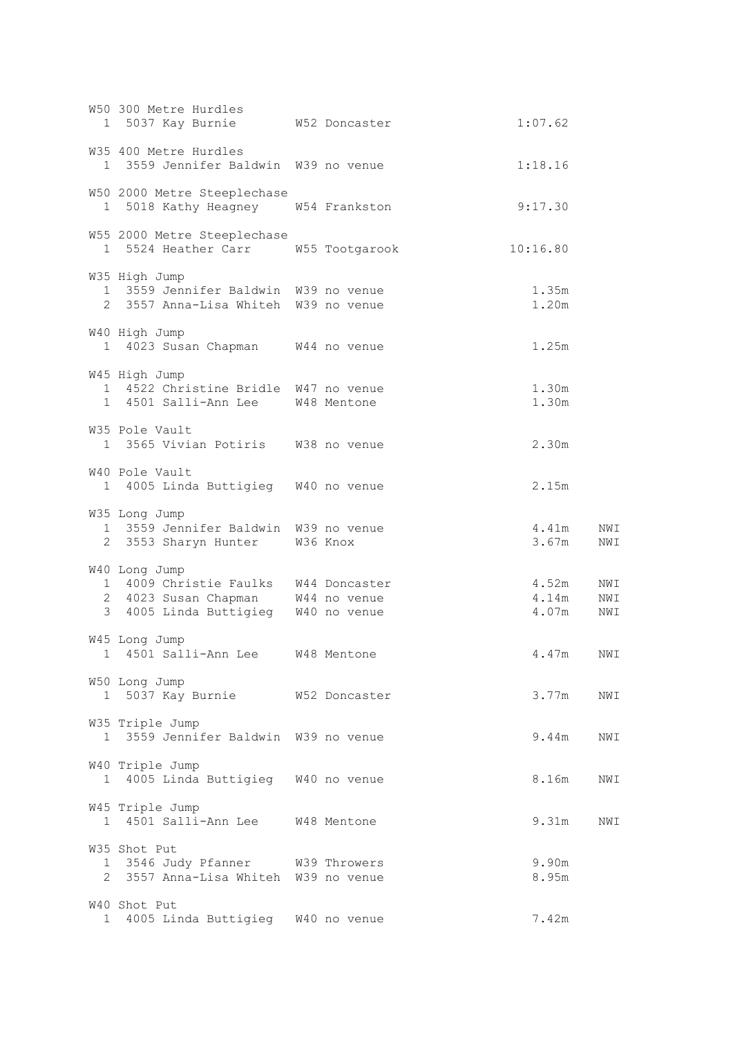W50 300 Metre Hurdles

| Place | No. | Name | Age/Club | Result | |
|---|---|---|---|---|---|
| 1 | 5037 | Kay Burnie | W52 Doncaster | 1:07.62 | |

W35 400 Metre Hurdles

| Place | No. | Name | Age/Club | Result | |
|---|---|---|---|---|---|
| 1 | 3559 | Jennifer Baldwin | W39 no venue | 1:18.16 | |

W50 2000 Metre Steeplechase

| Place | No. | Name | Age/Club | Result | |
|---|---|---|---|---|---|
| 1 | 5018 | Kathy Heagney | W54 Frankston | 9:17.30 | |

W55 2000 Metre Steeplechase

| Place | No. | Name | Age/Club | Result | |
|---|---|---|---|---|---|
| 1 | 5524 | Heather Carr | W55 Tootgarook | 10:16.80 | |

W35 High Jump

| Place | No. | Name | Age/Club | Result | |
|---|---|---|---|---|---|
| 1 | 3559 | Jennifer Baldwin | W39 no venue | 1.35m | |
| 2 | 3557 | Anna-Lisa Whiteh | W39 no venue | 1.20m | |

W40 High Jump

| Place | No. | Name | Age/Club | Result | |
|---|---|---|---|---|---|
| 1 | 4023 | Susan Chapman | W44 no venue | 1.25m | |

W45 High Jump

| Place | No. | Name | Age/Club | Result | |
|---|---|---|---|---|---|
| 1 | 4522 | Christine Bridle | W47 no venue | 1.30m | |
| 1 | 4501 | Salli-Ann Lee | W48 Mentone | 1.30m | |

W35 Pole Vault

| Place | No. | Name | Age/Club | Result | |
|---|---|---|---|---|---|
| 1 | 3565 | Vivian Potiris | W38 no venue | 2.30m | |

W40 Pole Vault

| Place | No. | Name | Age/Club | Result | |
|---|---|---|---|---|---|
| 1 | 4005 | Linda Buttigieg | W40 no venue | 2.15m | |

W35 Long Jump

| Place | No. | Name | Age/Club | Result | |
|---|---|---|---|---|---|
| 1 | 3559 | Jennifer Baldwin | W39 no venue | 4.41m | NWI |
| 2 | 3553 | Sharyn Hunter | W36 Knox | 3.67m | NWI |

W40 Long Jump

| Place | No. | Name | Age/Club | Result | |
|---|---|---|---|---|---|
| 1 | 4009 | Christie Faulks | W44 Doncaster | 4.52m | NWI |
| 2 | 4023 | Susan Chapman | W44 no venue | 4.14m | NWI |
| 3 | 4005 | Linda Buttigieg | W40 no venue | 4.07m | NWI |

W45 Long Jump

| Place | No. | Name | Age/Club | Result | |
|---|---|---|---|---|---|
| 1 | 4501 | Salli-Ann Lee | W48 Mentone | 4.47m | NWI |

W50 Long Jump

| Place | No. | Name | Age/Club | Result | |
|---|---|---|---|---|---|
| 1 | 5037 | Kay Burnie | W52 Doncaster | 3.77m | NWI |

W35 Triple Jump

| Place | No. | Name | Age/Club | Result | |
|---|---|---|---|---|---|
| 1 | 3559 | Jennifer Baldwin | W39 no venue | 9.44m | NWI |

W40 Triple Jump

| Place | No. | Name | Age/Club | Result | |
|---|---|---|---|---|---|
| 1 | 4005 | Linda Buttigieg | W40 no venue | 8.16m | NWI |

W45 Triple Jump

| Place | No. | Name | Age/Club | Result | |
|---|---|---|---|---|---|
| 1 | 4501 | Salli-Ann Lee | W48 Mentone | 9.31m | NWI |

W35 Shot Put

| Place | No. | Name | Age/Club | Result | |
|---|---|---|---|---|---|
| 1 | 3546 | Judy Pfanner | W39 Throwers | 9.90m | |
| 2 | 3557 | Anna-Lisa Whiteh | W39 no venue | 8.95m | |

W40 Shot Put

| Place | No. | Name | Age/Club | Result | |
|---|---|---|---|---|---|
| 1 | 4005 | Linda Buttigieg | W40 no venue | 7.42m | |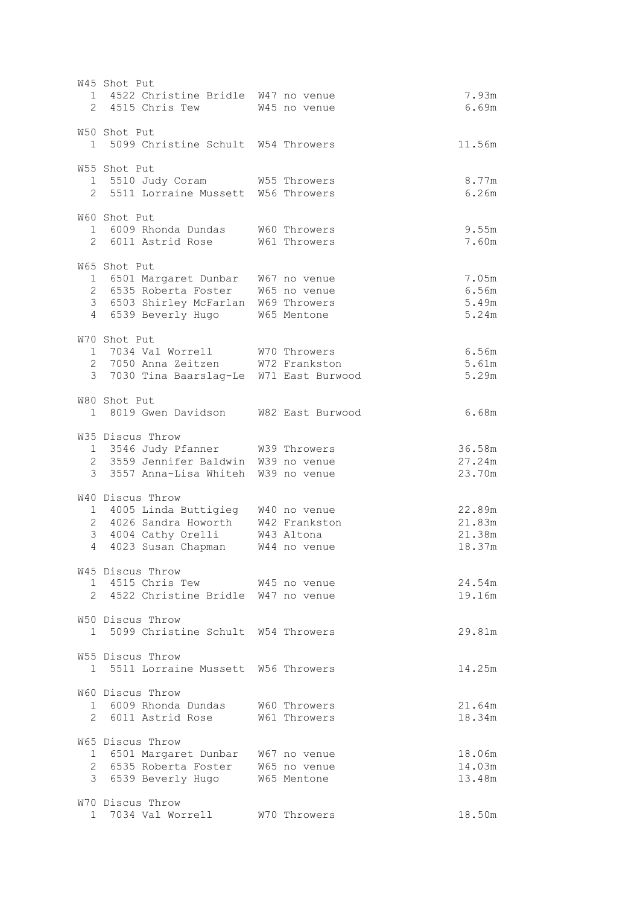W45 Shot Put

| Place | No. | Name | Age/Club | Result |
|---|---|---|---|---|
| 1 | 4522 | Christine Bridle | W47 no venue | 7.93m |
| 2 | 4515 | Chris Tew | W45 no venue | 6.69m |

W50 Shot Put

| Place | No. | Name | Age/Club | Result |
|---|---|---|---|---|
| 1 | 5099 | Christine Schult | W54 Throwers | 11.56m |

W55 Shot Put

| Place | No. | Name | Age/Club | Result |
|---|---|---|---|---|
| 1 | 5510 | Judy Coram | W55 Throwers | 8.77m |
| 2 | 5511 | Lorraine Mussett | W56 Throwers | 6.26m |

W60 Shot Put

| Place | No. | Name | Age/Club | Result |
|---|---|---|---|---|
| 1 | 6009 | Rhonda Dundas | W60 Throwers | 9.55m |
| 2 | 6011 | Astrid Rose | W61 Throwers | 7.60m |

W65 Shot Put

| Place | No. | Name | Age/Club | Result |
|---|---|---|---|---|
| 1 | 6501 | Margaret Dunbar | W67 no venue | 7.05m |
| 2 | 6535 | Roberta Foster | W65 no venue | 6.56m |
| 3 | 6503 | Shirley McFarlan | W69 Throwers | 5.49m |
| 4 | 6539 | Beverly Hugo | W65 Mentone | 5.24m |

W70 Shot Put

| Place | No. | Name | Age/Club | Result |
|---|---|---|---|---|
| 1 | 7034 | Val Worrell | W70 Throwers | 6.56m |
| 2 | 7050 | Anna Zeitzen | W72 Frankston | 5.61m |
| 3 | 7030 | Tina Baarslag-Le | W71 East Burwood | 5.29m |

W80 Shot Put

| Place | No. | Name | Age/Club | Result |
|---|---|---|---|---|
| 1 | 8019 | Gwen Davidson | W82 East Burwood | 6.68m |

W35 Discus Throw

| Place | No. | Name | Age/Club | Result |
|---|---|---|---|---|
| 1 | 3546 | Judy Pfanner | W39 Throwers | 36.58m |
| 2 | 3559 | Jennifer Baldwin | W39 no venue | 27.24m |
| 3 | 3557 | Anna-Lisa Whiteh | W39 no venue | 23.70m |

W40 Discus Throw

| Place | No. | Name | Age/Club | Result |
|---|---|---|---|---|
| 1 | 4005 | Linda Buttigieg | W40 no venue | 22.89m |
| 2 | 4026 | Sandra Howorth | W42 Frankston | 21.83m |
| 3 | 4004 | Cathy Orelli | W43 Altona | 21.38m |
| 4 | 4023 | Susan Chapman | W44 no venue | 18.37m |

W45 Discus Throw

| Place | No. | Name | Age/Club | Result |
|---|---|---|---|---|
| 1 | 4515 | Chris Tew | W45 no venue | 24.54m |
| 2 | 4522 | Christine Bridle | W47 no venue | 19.16m |

W50 Discus Throw

| Place | No. | Name | Age/Club | Result |
|---|---|---|---|---|
| 1 | 5099 | Christine Schult | W54 Throwers | 29.81m |

W55 Discus Throw

| Place | No. | Name | Age/Club | Result |
|---|---|---|---|---|
| 1 | 5511 | Lorraine Mussett | W56 Throwers | 14.25m |

W60 Discus Throw

| Place | No. | Name | Age/Club | Result |
|---|---|---|---|---|
| 1 | 6009 | Rhonda Dundas | W60 Throwers | 21.64m |
| 2 | 6011 | Astrid Rose | W61 Throwers | 18.34m |

W65 Discus Throw

| Place | No. | Name | Age/Club | Result |
|---|---|---|---|---|
| 1 | 6501 | Margaret Dunbar | W67 no venue | 18.06m |
| 2 | 6535 | Roberta Foster | W65 no venue | 14.03m |
| 3 | 6539 | Beverly Hugo | W65 Mentone | 13.48m |

W70 Discus Throw

| Place | No. | Name | Age/Club | Result |
|---|---|---|---|---|
| 1 | 7034 | Val Worrell | W70 Throwers | 18.50m |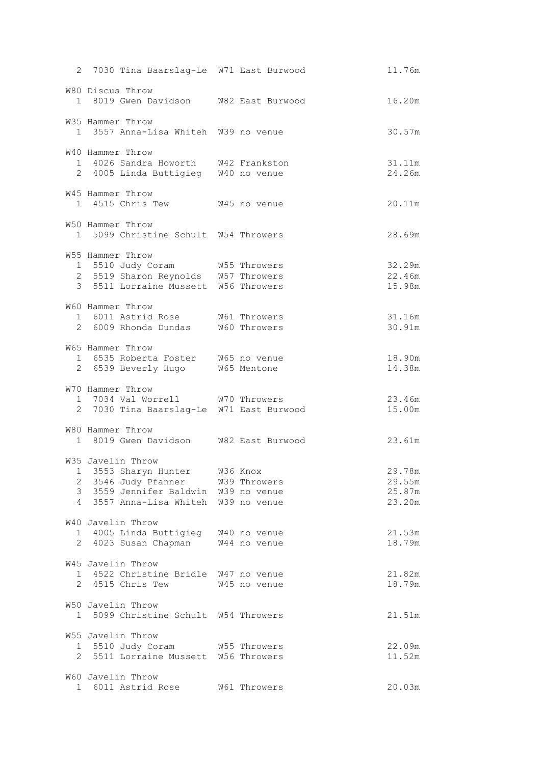```
  2  7030 Tina Baarslag-Le  W71 East Burwood              11.76m

W80 Discus Throw
  1  8019 Gwen Davidson     W82 East Burwood              16.20m

W35 Hammer Throw
  1  3557 Anna-Lisa Whiteh  W39 no venue                  30.57m

W40 Hammer Throw
  1  4026 Sandra Howorth    W42 Frankston                 31.11m
  2  4005 Linda Buttigieg   W40 no venue                  24.26m

W45 Hammer Throw
  1  4515 Chris Tew         W45 no venue                  20.11m

W50 Hammer Throw
  1  5099 Christine Schult  W54 Throwers                  28.69m

W55 Hammer Throw
  1  5510 Judy Coram        W55 Throwers                  32.29m
  2  5519 Sharon Reynolds   W57 Throwers                  22.46m
  3  5511 Lorraine Mussett  W56 Throwers                  15.98m

W60 Hammer Throw
  1  6011 Astrid Rose       W61 Throwers                  31.16m
  2  6009 Rhonda Dundas     W60 Throwers                  30.91m

W65 Hammer Throw
  1  6535 Roberta Foster    W65 no venue                  18.90m
  2  6539 Beverly Hugo      W65 Mentone                   14.38m

W70 Hammer Throw
  1  7034 Val Worrell       W70 Throwers                  23.46m
  2  7030 Tina Baarslag-Le  W71 East Burwood              15.00m

W80 Hammer Throw
  1  8019 Gwen Davidson     W82 East Burwood              23.61m

W35 Javelin Throw
  1  3553 Sharyn Hunter     W36 Knox                      29.78m
  2  3546 Judy Pfanner      W39 Throwers                  29.55m
  3  3559 Jennifer Baldwin  W39 no venue                  25.87m
  4  3557 Anna-Lisa Whiteh  W39 no venue                  23.20m

W40 Javelin Throw
  1  4005 Linda Buttigieg   W40 no venue                  21.53m
  2  4023 Susan Chapman     W44 no venue                  18.79m

W45 Javelin Throw
  1  4522 Christine Bridle  W47 no venue                  21.82m
  2  4515 Chris Tew         W45 no venue                  18.79m

W50 Javelin Throw
  1  5099 Christine Schult  W54 Throwers                  21.51m

W55 Javelin Throw
  1  5510 Judy Coram        W55 Throwers                  22.09m
  2  5511 Lorraine Mussett  W56 Throwers                  11.52m

W60 Javelin Throw
  1  6011 Astrid Rose       W61 Throwers                  20.03m
```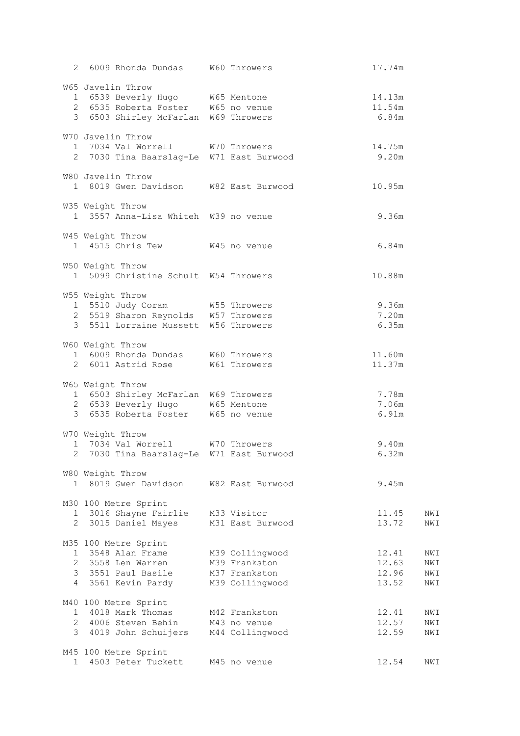```
  2  6009 Rhonda Dundas     W60 Throwers                    17.74m

 W65 Javelin Throw
  1  6539 Beverly Hugo      W65 Mentone                     14.13m
  2  6535 Roberta Foster    W65 no venue                    11.54m
  3  6503 Shirley McFarlan  W69 Throwers                     6.84m

 W70 Javelin Throw
  1  7034 Val Worrell       W70 Throwers                    14.75m
  2  7030 Tina Baarslag-Le  W71 East Burwood                 9.20m

 W80 Javelin Throw
  1  8019 Gwen Davidson     W82 East Burwood                10.95m

 W35 Weight Throw
  1  3557 Anna-Lisa Whiteh  W39 no venue                     9.36m

 W45 Weight Throw
  1  4515 Chris Tew         W45 no venue                     6.84m

 W50 Weight Throw
  1  5099 Christine Schult  W54 Throwers                    10.88m

 W55 Weight Throw
  1  5510 Judy Coram        W55 Throwers                     9.36m
  2  5519 Sharon Reynolds   W57 Throwers                     7.20m
  3  5511 Lorraine Mussett  W56 Throwers                     6.35m

 W60 Weight Throw
  1  6009 Rhonda Dundas     W60 Throwers                    11.60m
  2  6011 Astrid Rose       W61 Throwers                    11.37m

 W65 Weight Throw
  1  6503 Shirley McFarlan  W69 Throwers                     7.78m
  2  6539 Beverly Hugo      W65 Mentone                      7.06m
  3  6535 Roberta Foster    W65 no venue                     6.91m

 W70 Weight Throw
  1  7034 Val Worrell       W70 Throwers                     9.40m
  2  7030 Tina Baarslag-Le  W71 East Burwood                 6.32m

 W80 Weight Throw
  1  8019 Gwen Davidson     W82 East Burwood                 9.45m

 M30 100 Metre Sprint
  1  3016 Shayne Fairlie    M33 Visitor                      11.45    NWI
  2  3015 Daniel Mayes      M31 East Burwood                 13.72    NWI

 M35 100 Metre Sprint
  1  3548 Alan Frame        M39 Collingwood                  12.41    NWI
  2  3558 Len Warren        M39 Frankston                    12.63    NWI
  3  3551 Paul Basile       M37 Frankston                    12.96    NWI
  4  3561 Kevin Pardy       M39 Collingwood                  13.52    NWI

 M40 100 Metre Sprint
  1  4018 Mark Thomas       M42 Frankston                    12.41    NWI
  2  4006 Steven Behin      M43 no venue                     12.57    NWI
  3  4019 John Schuijers    M44 Collingwood                  12.59    NWI

 M45 100 Metre Sprint
  1  4503 Peter Tuckett     M45 no venue                     12.54    NWI
```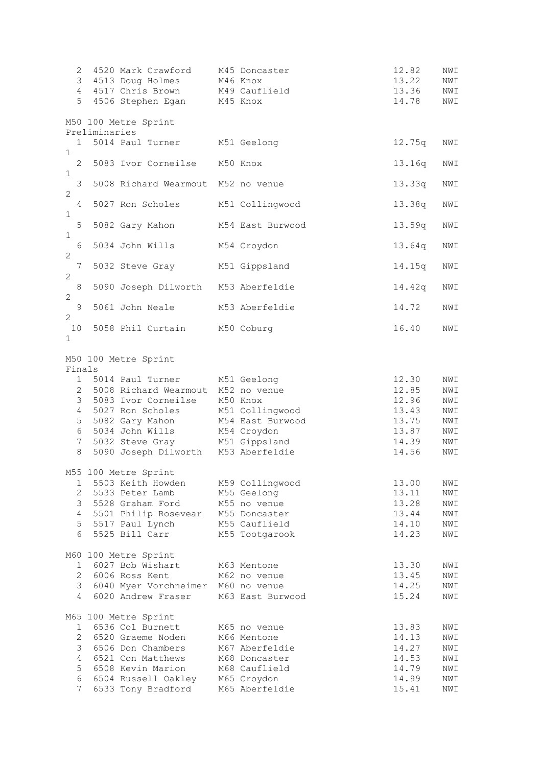| | | | | | |
|---|---|---|---|---|---|
| 2 | 4520 Mark Crawford | M45 Doncaster | 12.82 | NWI | |
| 3 | 4513 Doug Holmes | M46 Knox | 13.22 | NWI | |
| 4 | 4517 Chris Brown | M49 Cauflield | 13.36 | NWI | |
| 5 | 4506 Stephen Egan | M45 Knox | 14.78 | NWI | |

## M50 100 Metre Sprint

### Preliminaries

| Place | Athlete | Club | Time | Wind | Heat |
|---|---|---|---|---|---|
| 1 | 5014 Paul Turner | M51 Geelong | 12.75q | NWI | 1 |
| 2 | 5083 Ivor Corneilse | M50 Knox | 13.16q | NWI | 1 |
| 3 | 5008 Richard Wearmout | M52 no venue | 13.33q | NWI | 2 |
| 4 | 5027 Ron Scholes | M51 Collingwood | 13.38q | NWI | 1 |
| 5 | 5082 Gary Mahon | M54 East Burwood | 13.59q | NWI | 1 |
| 6 | 5034 John Wills | M54 Croydon | 13.64q | NWI | 2 |
| 7 | 5032 Steve Gray | M51 Gippsland | 14.15q | NWI | 2 |
| 8 | 5090 Joseph Dilworth | M53 Aberfeldie | 14.42q | NWI | 2 |
| 9 | 5061 John Neale | M53 Aberfeldie | 14.72 | NWI | 2 |
| 10 | 5058 Phil Curtain | M50 Coburg | 16.40 | NWI | 1 |

## M50 100 Metre Sprint

### Finals

| Place | Athlete | Club | Time | Wind |
|---|---|---|---|---|
| 1 | 5014 Paul Turner | M51 Geelong | 12.30 | NWI |
| 2 | 5008 Richard Wearmout | M52 no venue | 12.85 | NWI |
| 3 | 5083 Ivor Corneilse | M50 Knox | 12.96 | NWI |
| 4 | 5027 Ron Scholes | M51 Collingwood | 13.43 | NWI |
| 5 | 5082 Gary Mahon | M54 East Burwood | 13.75 | NWI |
| 6 | 5034 John Wills | M54 Croydon | 13.87 | NWI |
| 7 | 5032 Steve Gray | M51 Gippsland | 14.39 | NWI |
| 8 | 5090 Joseph Dilworth | M53 Aberfeldie | 14.56 | NWI |

## M55 100 Metre Sprint

| Place | Athlete | Club | Time | Wind |
|---|---|---|---|---|
| 1 | 5503 Keith Howden | M59 Collingwood | 13.00 | NWI |
| 2 | 5533 Peter Lamb | M55 Geelong | 13.11 | NWI |
| 3 | 5528 Graham Ford | M55 no venue | 13.28 | NWI |
| 4 | 5501 Philip Rosevear | M55 Doncaster | 13.44 | NWI |
| 5 | 5517 Paul Lynch | M55 Cauflield | 14.10 | NWI |
| 6 | 5525 Bill Carr | M55 Tootgarook | 14.23 | NWI |

## M60 100 Metre Sprint

| Place | Athlete | Club | Time | Wind |
|---|---|---|---|---|
| 1 | 6027 Bob Wishart | M63 Mentone | 13.30 | NWI |
| 2 | 6006 Ross Kent | M62 no venue | 13.45 | NWI |
| 3 | 6040 Myer Vorchneimer | M60 no venue | 14.25 | NWI |
| 4 | 6020 Andrew Fraser | M63 East Burwood | 15.24 | NWI |

## M65 100 Metre Sprint

| Place | Athlete | Club | Time | Wind |
|---|---|---|---|---|
| 1 | 6536 Col Burnett | M65 no venue | 13.83 | NWI |
| 2 | 6520 Graeme Noden | M66 Mentone | 14.13 | NWI |
| 3 | 6506 Don Chambers | M67 Aberfeldie | 14.27 | NWI |
| 4 | 6521 Con Matthews | M68 Doncaster | 14.53 | NWI |
| 5 | 6508 Kevin Marion | M68 Cauflield | 14.79 | NWI |
| 6 | 6504 Russell Oakley | M65 Croydon | 14.99 | NWI |
| 7 | 6533 Tony Bradford | M65 Aberfeldie | 15.41 | NWI |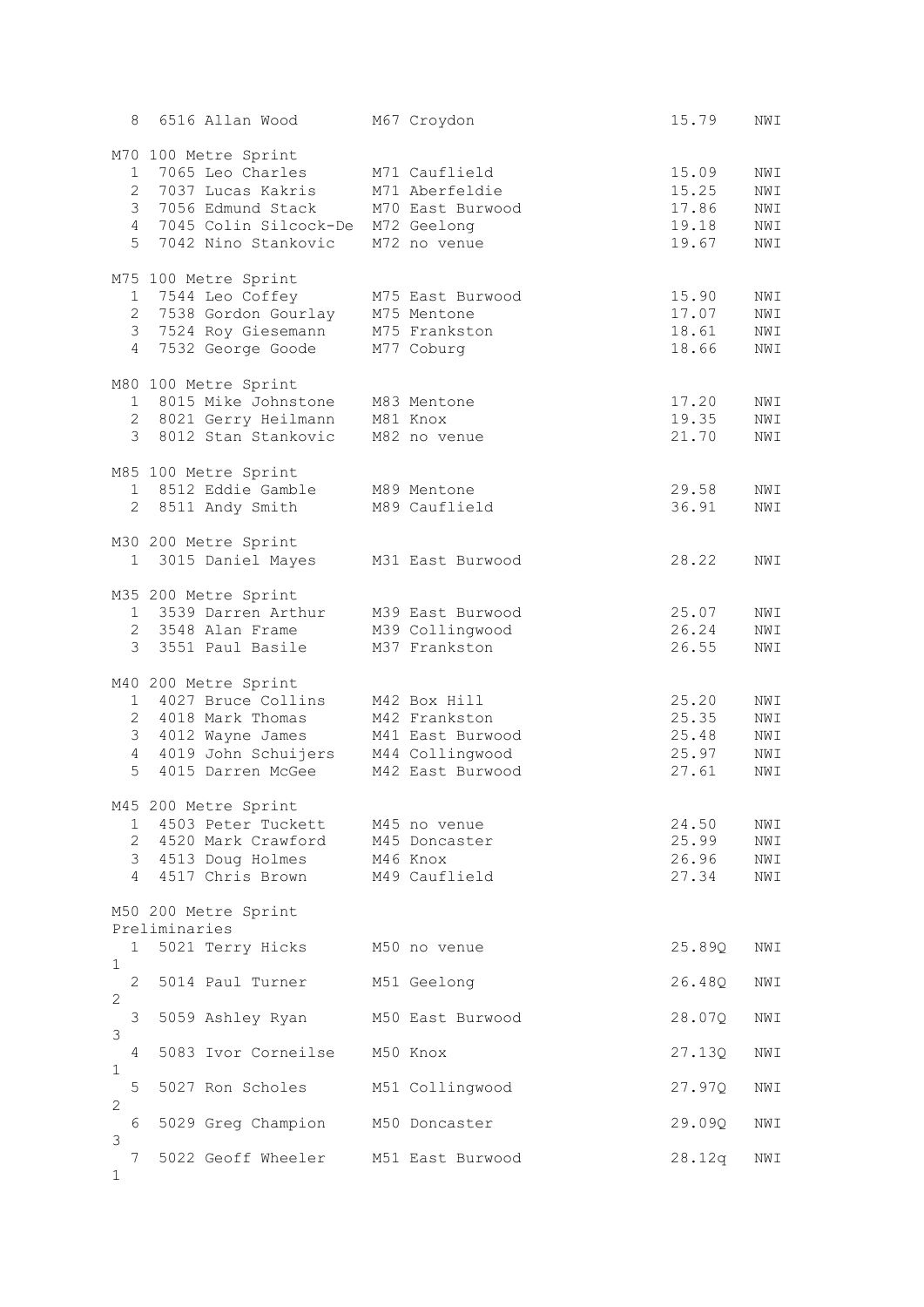| Place | Bib | Name | Age/Club | Time | Wind |
|---|---|---|---|---|---|
| 8 | 6516 | Allan Wood | M67 Croydon | 15.79 | NWI |

M70 100 Metre Sprint

| Place | Bib | Name | Age/Club | Time | Wind |
|---|---|---|---|---|---|
| 1 | 7065 | Leo Charles | M71 Cauflield | 15.09 | NWI |
| 2 | 7037 | Lucas Kakris | M71 Aberfeldie | 15.25 | NWI |
| 3 | 7056 | Edmund Stack | M70 East Burwood | 17.86 | NWI |
| 4 | 7045 | Colin Silcock-De | M72 Geelong | 19.18 | NWI |
| 5 | 7042 | Nino Stankovic | M72 no venue | 19.67 | NWI |

M75 100 Metre Sprint

| Place | Bib | Name | Age/Club | Time | Wind |
|---|---|---|---|---|---|
| 1 | 7544 | Leo Coffey | M75 East Burwood | 15.90 | NWI |
| 2 | 7538 | Gordon Gourlay | M75 Mentone | 17.07 | NWI |
| 3 | 7524 | Roy Giesemann | M75 Frankston | 18.61 | NWI |
| 4 | 7532 | George Goode | M77 Coburg | 18.66 | NWI |

M80 100 Metre Sprint

| Place | Bib | Name | Age/Club | Time | Wind |
|---|---|---|---|---|---|
| 1 | 8015 | Mike Johnstone | M83 Mentone | 17.20 | NWI |
| 2 | 8021 | Gerry Heilmann | M81 Knox | 19.35 | NWI |
| 3 | 8012 | Stan Stankovic | M82 no venue | 21.70 | NWI |

M85 100 Metre Sprint

| Place | Bib | Name | Age/Club | Time | Wind |
|---|---|---|---|---|---|
| 1 | 8512 | Eddie Gamble | M89 Mentone | 29.58 | NWI |
| 2 | 8511 | Andy Smith | M89 Cauflield | 36.91 | NWI |

M30 200 Metre Sprint

| Place | Bib | Name | Age/Club | Time | Wind |
|---|---|---|---|---|---|
| 1 | 3015 | Daniel Mayes | M31 East Burwood | 28.22 | NWI |

M35 200 Metre Sprint

| Place | Bib | Name | Age/Club | Time | Wind |
|---|---|---|---|---|---|
| 1 | 3539 | Darren Arthur | M39 East Burwood | 25.07 | NWI |
| 2 | 3548 | Alan Frame | M39 Collingwood | 26.24 | NWI |
| 3 | 3551 | Paul Basile | M37 Frankston | 26.55 | NWI |

M40 200 Metre Sprint

| Place | Bib | Name | Age/Club | Time | Wind |
|---|---|---|---|---|---|
| 1 | 4027 | Bruce Collins | M42 Box Hill | 25.20 | NWI |
| 2 | 4018 | Mark Thomas | M42 Frankston | 25.35 | NWI |
| 3 | 4012 | Wayne James | M41 East Burwood | 25.48 | NWI |
| 4 | 4019 | John Schuijers | M44 Collingwood | 25.97 | NWI |
| 5 | 4015 | Darren McGee | M42 East Burwood | 27.61 | NWI |

M45 200 Metre Sprint

| Place | Bib | Name | Age/Club | Time | Wind |
|---|---|---|---|---|---|
| 1 | 4503 | Peter Tuckett | M45 no venue | 24.50 | NWI |
| 2 | 4520 | Mark Crawford | M45 Doncaster | 25.99 | NWI |
| 3 | 4513 | Doug Holmes | M46 Knox | 26.96 | NWI |
| 4 | 4517 | Chris Brown | M49 Cauflield | 27.34 | NWI |

M50 200 Metre Sprint

Preliminaries

| Place | Bib | Name | Age/Club | Time | Wind | Heat |
|---|---|---|---|---|---|---|
| 1 | 5021 | Terry Hicks | M50 no venue | 25.89Q | NWI | 1 |
| 2 | 5014 | Paul Turner | M51 Geelong | 26.48Q | NWI | 2 |
| 3 | 5059 | Ashley Ryan | M50 East Burwood | 28.07Q | NWI | 3 |
| 4 | 5083 | Ivor Corneilse | M50 Knox | 27.13Q | NWI | 1 |
| 5 | 5027 | Ron Scholes | M51 Collingwood | 27.97Q | NWI | 2 |
| 6 | 5029 | Greg Champion | M50 Doncaster | 29.09Q | NWI | 3 |
| 7 | 5022 | Geoff Wheeler | M51 East Burwood | 28.12q | NWI | 1 |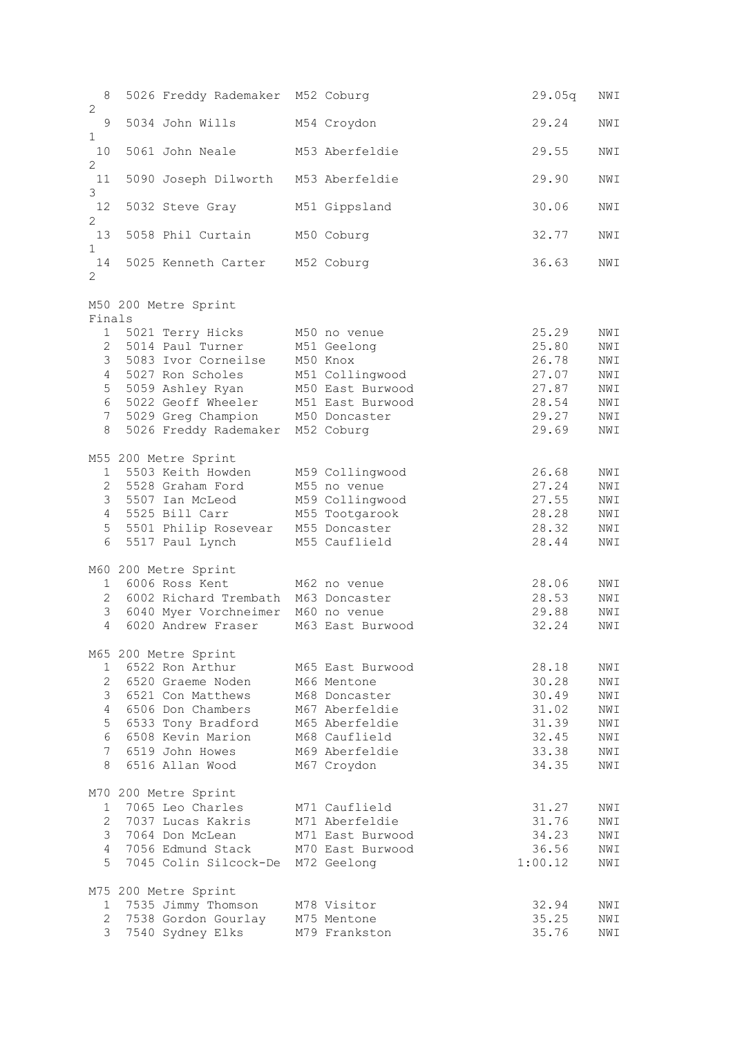| Place | No. | Name | Age/Club | Time | Wind | Heat |
|---|---|---|---|---|---|---|
| 8 | 5026 | Freddy Rademaker | M52 Coburg | 29.05q | NWI | 2 |
| 9 | 5034 | John Wills | M54 Croydon | 29.24 | NWI | 1 |
| 10 | 5061 | John Neale | M53 Aberfeldie | 29.55 | NWI | 2 |
| 11 | 5090 | Joseph Dilworth | M53 Aberfeldie | 29.90 | NWI | 3 |
| 12 | 5032 | Steve Gray | M51 Gippsland | 30.06 | NWI | 2 |
| 13 | 5058 | Phil Curtain | M50 Coburg | 32.77 | NWI | 1 |
| 14 | 5025 | Kenneth Carter | M52 Coburg | 36.63 | NWI | 2 |

M50 200 Metre Sprint

Finals

| Place | No. | Name | Age/Club | Time | Wind |
|---|---|---|---|---|---|
| 1 | 5021 | Terry Hicks | M50 no venue | 25.29 | NWI |
| 2 | 5014 | Paul Turner | M51 Geelong | 25.80 | NWI |
| 3 | 5083 | Ivor Corneilse | M50 Knox | 26.78 | NWI |
| 4 | 5027 | Ron Scholes | M51 Collingwood | 27.07 | NWI |
| 5 | 5059 | Ashley Ryan | M50 East Burwood | 27.87 | NWI |
| 6 | 5022 | Geoff Wheeler | M51 East Burwood | 28.54 | NWI |
| 7 | 5029 | Greg Champion | M50 Doncaster | 29.27 | NWI |
| 8 | 5026 | Freddy Rademaker | M52 Coburg | 29.69 | NWI |

M55 200 Metre Sprint

| Place | No. | Name | Age/Club | Time | Wind |
|---|---|---|---|---|---|
| 1 | 5503 | Keith Howden | M59 Collingwood | 26.68 | NWI |
| 2 | 5528 | Graham Ford | M55 no venue | 27.24 | NWI |
| 3 | 5507 | Ian McLeod | M59 Collingwood | 27.55 | NWI |
| 4 | 5525 | Bill Carr | M55 Tootgarook | 28.28 | NWI |
| 5 | 5501 | Philip Rosevear | M55 Doncaster | 28.32 | NWI |
| 6 | 5517 | Paul Lynch | M55 Cauflield | 28.44 | NWI |

M60 200 Metre Sprint

| Place | No. | Name | Age/Club | Time | Wind |
|---|---|---|---|---|---|
| 1 | 6006 | Ross Kent | M62 no venue | 28.06 | NWI |
| 2 | 6002 | Richard Trembath | M63 Doncaster | 28.53 | NWI |
| 3 | 6040 | Myer Vorchneimer | M60 no venue | 29.88 | NWI |
| 4 | 6020 | Andrew Fraser | M63 East Burwood | 32.24 | NWI |

M65 200 Metre Sprint

| Place | No. | Name | Age/Club | Time | Wind |
|---|---|---|---|---|---|
| 1 | 6522 | Ron Arthur | M65 East Burwood | 28.18 | NWI |
| 2 | 6520 | Graeme Noden | M66 Mentone | 30.28 | NWI |
| 3 | 6521 | Con Matthews | M68 Doncaster | 30.49 | NWI |
| 4 | 6506 | Don Chambers | M67 Aberfeldie | 31.02 | NWI |
| 5 | 6533 | Tony Bradford | M65 Aberfeldie | 31.39 | NWI |
| 6 | 6508 | Kevin Marion | M68 Cauflield | 32.45 | NWI |
| 7 | 6519 | John Howes | M69 Aberfeldie | 33.38 | NWI |
| 8 | 6516 | Allan Wood | M67 Croydon | 34.35 | NWI |

M70 200 Metre Sprint

| Place | No. | Name | Age/Club | Time | Wind |
|---|---|---|---|---|---|
| 1 | 7065 | Leo Charles | M71 Cauflield | 31.27 | NWI |
| 2 | 7037 | Lucas Kakris | M71 Aberfeldie | 31.76 | NWI |
| 3 | 7064 | Don McLean | M71 East Burwood | 34.23 | NWI |
| 4 | 7056 | Edmund Stack | M70 East Burwood | 36.56 | NWI |
| 5 | 7045 | Colin Silcock-De | M72 Geelong | 1:00.12 | NWI |

M75 200 Metre Sprint

| Place | No. | Name | Age/Club | Time | Wind |
|---|---|---|---|---|---|
| 1 | 7535 | Jimmy Thomson | M78 Visitor | 32.94 | NWI |
| 2 | 7538 | Gordon Gourlay | M75 Mentone | 35.25 | NWI |
| 3 | 7540 | Sydney Elks | M79 Frankston | 35.76 | NWI |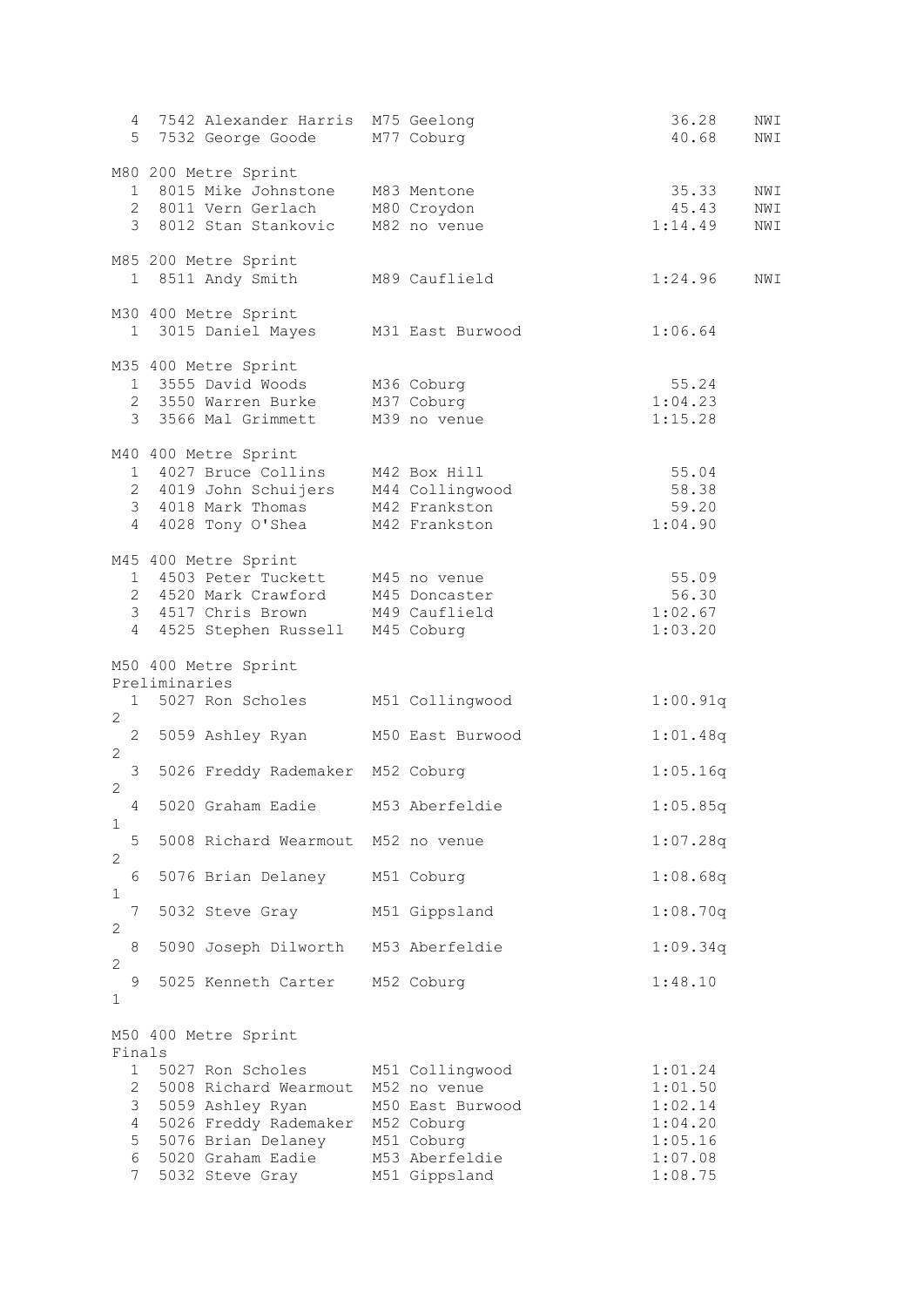| Place | Bib | Name | Age/Club | Time | Note |
|---|---|---|---|---|---|
| 4 | 7542 | Alexander Harris | M75 Geelong | 36.28 | NWI |
| 5 | 7532 | George Goode | M77 Coburg | 40.68 | NWI |

### M80 200 Metre Sprint

| Place | Bib | Name | Age/Club | Time | Note |
|---|---|---|---|---|---|
| 1 | 8015 | Mike Johnstone | M83 Mentone | 35.33 | NWI |
| 2 | 8011 | Vern Gerlach | M80 Croydon | 45.43 | NWI |
| 3 | 8012 | Stan Stankovic | M82 no venue | 1:14.49 | NWI |

### M85 200 Metre Sprint

| Place | Bib | Name | Age/Club | Time | Note |
|---|---|---|---|---|---|
| 1 | 8511 | Andy Smith | M89 Cauflield | 1:24.96 | NWI |

### M30 400 Metre Sprint

| Place | Bib | Name | Age/Club | Time |
|---|---|---|---|---|
| 1 | 3015 | Daniel Mayes | M31 East Burwood | 1:06.64 |

### M35 400 Metre Sprint

| Place | Bib | Name | Age/Club | Time |
|---|---|---|---|---|
| 1 | 3555 | David Woods | M36 Coburg | 55.24 |
| 2 | 3550 | Warren Burke | M37 Coburg | 1:04.23 |
| 3 | 3566 | Mal Grimmett | M39 no venue | 1:15.28 |

### M40 400 Metre Sprint

| Place | Bib | Name | Age/Club | Time |
|---|---|---|---|---|
| 1 | 4027 | Bruce Collins | M42 Box Hill | 55.04 |
| 2 | 4019 | John Schuijers | M44 Collingwood | 58.38 |
| 3 | 4018 | Mark Thomas | M42 Frankston | 59.20 |
| 4 | 4028 | Tony O'Shea | M42 Frankston | 1:04.90 |

### M45 400 Metre Sprint

| Place | Bib | Name | Age/Club | Time |
|---|---|---|---|---|
| 1 | 4503 | Peter Tuckett | M45 no venue | 55.09 |
| 2 | 4520 | Mark Crawford | M45 Doncaster | 56.30 |
| 3 | 4517 | Chris Brown | M49 Cauflield | 1:02.67 |
| 4 | 4525 | Stephen Russell | M45 Coburg | 1:03.20 |

### M50 400 Metre Sprint
Preliminaries

| Place | Bib | Name | Age/Club | Time | Heat |
|---|---|---|---|---|---|
| 1 | 5027 | Ron Scholes | M51 Collingwood | 1:00.91q | 2 |
| 2 | 5059 | Ashley Ryan | M50 East Burwood | 1:01.48q | 2 |
| 3 | 5026 | Freddy Rademaker | M52 Coburg | 1:05.16q | 2 |
| 4 | 5020 | Graham Eadie | M53 Aberfeldie | 1:05.85q | 1 |
| 5 | 5008 | Richard Wearmout | M52 no venue | 1:07.28q | 2 |
| 6 | 5076 | Brian Delaney | M51 Coburg | 1:08.68q | 1 |
| 7 | 5032 | Steve Gray | M51 Gippsland | 1:08.70q | 2 |
| 8 | 5090 | Joseph Dilworth | M53 Aberfeldie | 1:09.34q | 2 |
| 9 | 5025 | Kenneth Carter | M52 Coburg | 1:48.10 | 1 |

### M50 400 Metre Sprint
Finals

| Place | Bib | Name | Age/Club | Time |
|---|---|---|---|---|
| 1 | 5027 | Ron Scholes | M51 Collingwood | 1:01.24 |
| 2 | 5008 | Richard Wearmout | M52 no venue | 1:01.50 |
| 3 | 5059 | Ashley Ryan | M50 East Burwood | 1:02.14 |
| 4 | 5026 | Freddy Rademaker | M52 Coburg | 1:04.20 |
| 5 | 5076 | Brian Delaney | M51 Coburg | 1:05.16 |
| 6 | 5020 | Graham Eadie | M53 Aberfeldie | 1:07.08 |
| 7 | 5032 | Steve Gray | M51 Gippsland | 1:08.75 |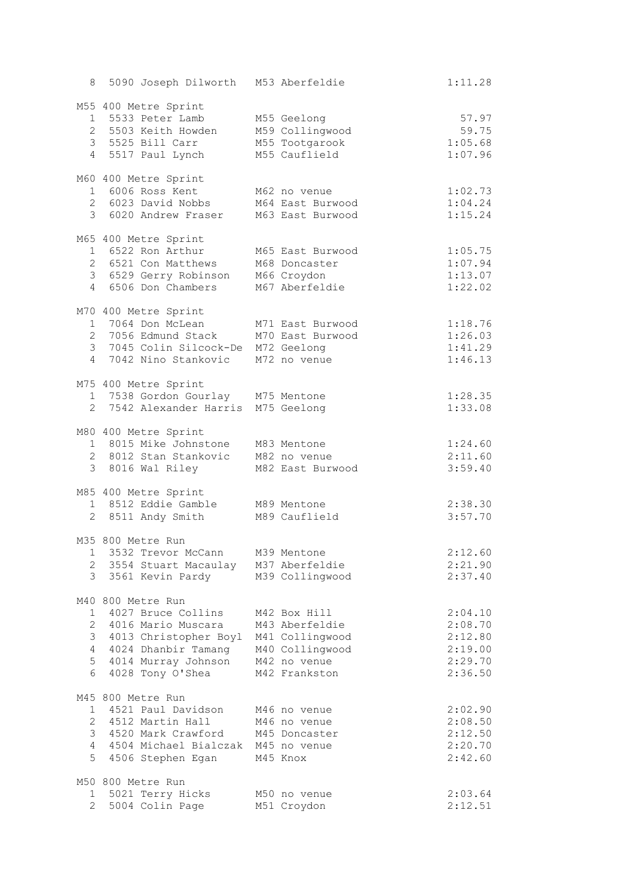| 8 | 5090 | Joseph Dilworth | M53 | Aberfeldie | 1:11.28 |
|---|---|---|---|---|---|

### M55 400 Metre Sprint

| Place | Bib | Name | Age | Venue | Time |
|---|---|---|---|---|---|
| 1 | 5533 | Peter Lamb | M55 | Geelong | 57.97 |
| 2 | 5503 | Keith Howden | M59 | Collingwood | 59.75 |
| 3 | 5525 | Bill Carr | M55 | Tootgarook | 1:05.68 |
| 4 | 5517 | Paul Lynch | M55 | Cauflield | 1:07.96 |

### M60 400 Metre Sprint

| Place | Bib | Name | Age | Venue | Time |
|---|---|---|---|---|---|
| 1 | 6006 | Ross Kent | M62 | no venue | 1:02.73 |
| 2 | 6023 | David Nobbs | M64 | East Burwood | 1:04.24 |
| 3 | 6020 | Andrew Fraser | M63 | East Burwood | 1:15.24 |

### M65 400 Metre Sprint

| Place | Bib | Name | Age | Venue | Time |
|---|---|---|---|---|---|
| 1 | 6522 | Ron Arthur | M65 | East Burwood | 1:05.75 |
| 2 | 6521 | Con Matthews | M68 | Doncaster | 1:07.94 |
| 3 | 6529 | Gerry Robinson | M66 | Croydon | 1:13.07 |
| 4 | 6506 | Don Chambers | M67 | Aberfeldie | 1:22.02 |

### M70 400 Metre Sprint

| Place | Bib | Name | Age | Venue | Time |
|---|---|---|---|---|---|
| 1 | 7064 | Don McLean | M71 | East Burwood | 1:18.76 |
| 2 | 7056 | Edmund Stack | M70 | East Burwood | 1:26.03 |
| 3 | 7045 | Colin Silcock-De | M72 | Geelong | 1:41.29 |
| 4 | 7042 | Nino Stankovic | M72 | no venue | 1:46.13 |

### M75 400 Metre Sprint

| Place | Bib | Name | Age | Venue | Time |
|---|---|---|---|---|---|
| 1 | 7538 | Gordon Gourlay | M75 | Mentone | 1:28.35 |
| 2 | 7542 | Alexander Harris | M75 | Geelong | 1:33.08 |

### M80 400 Metre Sprint

| Place | Bib | Name | Age | Venue | Time |
|---|---|---|---|---|---|
| 1 | 8015 | Mike Johnstone | M83 | Mentone | 1:24.60 |
| 2 | 8012 | Stan Stankovic | M82 | no venue | 2:11.60 |
| 3 | 8016 | Wal Riley | M82 | East Burwood | 3:59.40 |

### M85 400 Metre Sprint

| Place | Bib | Name | Age | Venue | Time |
|---|---|---|---|---|---|
| 1 | 8512 | Eddie Gamble | M89 | Mentone | 2:38.30 |
| 2 | 8511 | Andy Smith | M89 | Cauflield | 3:57.70 |

### M35 800 Metre Run

| Place | Bib | Name | Age | Venue | Time |
|---|---|---|---|---|---|
| 1 | 3532 | Trevor McCann | M39 | Mentone | 2:12.60 |
| 2 | 3554 | Stuart Macaulay | M37 | Aberfeldie | 2:21.90 |
| 3 | 3561 | Kevin Pardy | M39 | Collingwood | 2:37.40 |

### M40 800 Metre Run

| Place | Bib | Name | Age | Venue | Time |
|---|---|---|---|---|---|
| 1 | 4027 | Bruce Collins | M42 | Box Hill | 2:04.10 |
| 2 | 4016 | Mario Muscara | M43 | Aberfeldie | 2:08.70 |
| 3 | 4013 | Christopher Boyl | M41 | Collingwood | 2:12.80 |
| 4 | 4024 | Dhanbir Tamang | M40 | Collingwood | 2:19.00 |
| 5 | 4014 | Murray Johnson | M42 | no venue | 2:29.70 |
| 6 | 4028 | Tony O'Shea | M42 | Frankston | 2:36.50 |

### M45 800 Metre Run

| Place | Bib | Name | Age | Venue | Time |
|---|---|---|---|---|---|
| 1 | 4521 | Paul Davidson | M46 | no venue | 2:02.90 |
| 2 | 4512 | Martin Hall | M46 | no venue | 2:08.50 |
| 3 | 4520 | Mark Crawford | M45 | Doncaster | 2:12.50 |
| 4 | 4504 | Michael Bialczak | M45 | no venue | 2:20.70 |
| 5 | 4506 | Stephen Egan | M45 | Knox | 2:42.60 |

### M50 800 Metre Run

| Place | Bib | Name | Age | Venue | Time |
|---|---|---|---|---|---|
| 1 | 5021 | Terry Hicks | M50 | no venue | 2:03.64 |
| 2 | 5004 | Colin Page | M51 | Croydon | 2:12.51 |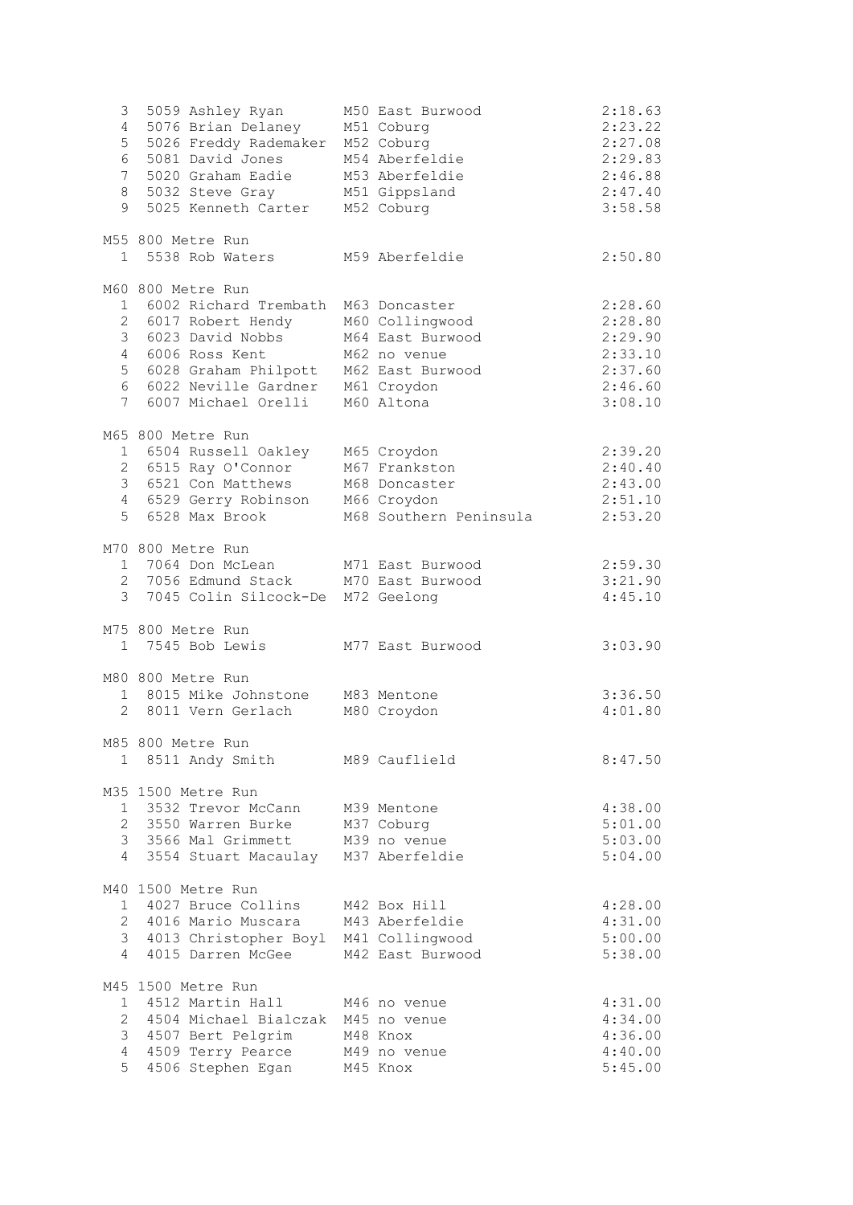| Place | Bib | Name | Age/Club | Time |
|---|---|---|---|---|
| 3 | 5059 | Ashley Ryan | M50 East Burwood | 2:18.63 |
| 4 | 5076 | Brian Delaney | M51 Coburg | 2:23.22 |
| 5 | 5026 | Freddy Rademaker | M52 Coburg | 2:27.08 |
| 6 | 5081 | David Jones | M54 Aberfeldie | 2:29.83 |
| 7 | 5020 | Graham Eadie | M53 Aberfeldie | 2:46.88 |
| 8 | 5032 | Steve Gray | M51 Gippsland | 2:47.40 |
| 9 | 5025 | Kenneth Carter | M52 Coburg | 3:58.58 |

M55 800 Metre Run

| Place | Bib | Name | Age/Club | Time |
|---|---|---|---|---|
| 1 | 5538 | Rob Waters | M59 Aberfeldie | 2:50.80 |

M60 800 Metre Run

| Place | Bib | Name | Age/Club | Time |
|---|---|---|---|---|
| 1 | 6002 | Richard Trembath | M63 Doncaster | 2:28.60 |
| 2 | 6017 | Robert Hendy | M60 Collingwood | 2:28.80 |
| 3 | 6023 | David Nobbs | M64 East Burwood | 2:29.90 |
| 4 | 6006 | Ross Kent | M62 no venue | 2:33.10 |
| 5 | 6028 | Graham Philpott | M62 East Burwood | 2:37.60 |
| 6 | 6022 | Neville Gardner | M61 Croydon | 2:46.60 |
| 7 | 6007 | Michael Orelli | M60 Altona | 3:08.10 |

M65 800 Metre Run

| Place | Bib | Name | Age/Club | Time |
|---|---|---|---|---|
| 1 | 6504 | Russell Oakley | M65 Croydon | 2:39.20 |
| 2 | 6515 | Ray O'Connor | M67 Frankston | 2:40.40 |
| 3 | 6521 | Con Matthews | M68 Doncaster | 2:43.00 |
| 4 | 6529 | Gerry Robinson | M66 Croydon | 2:51.10 |
| 5 | 6528 | Max Brook | M68 Southern Peninsula | 2:53.20 |

M70 800 Metre Run

| Place | Bib | Name | Age/Club | Time |
|---|---|---|---|---|
| 1 | 7064 | Don McLean | M71 East Burwood | 2:59.30 |
| 2 | 7056 | Edmund Stack | M70 East Burwood | 3:21.90 |
| 3 | 7045 | Colin Silcock-De | M72 Geelong | 4:45.10 |

M75 800 Metre Run

| Place | Bib | Name | Age/Club | Time |
|---|---|---|---|---|
| 1 | 7545 | Bob Lewis | M77 East Burwood | 3:03.90 |

M80 800 Metre Run

| Place | Bib | Name | Age/Club | Time |
|---|---|---|---|---|
| 1 | 8015 | Mike Johnstone | M83 Mentone | 3:36.50 |
| 2 | 8011 | Vern Gerlach | M80 Croydon | 4:01.80 |

M85 800 Metre Run

| Place | Bib | Name | Age/Club | Time |
|---|---|---|---|---|
| 1 | 8511 | Andy Smith | M89 Cauflield | 8:47.50 |

M35 1500 Metre Run

| Place | Bib | Name | Age/Club | Time |
|---|---|---|---|---|
| 1 | 3532 | Trevor McCann | M39 Mentone | 4:38.00 |
| 2 | 3550 | Warren Burke | M37 Coburg | 5:01.00 |
| 3 | 3566 | Mal Grimmett | M39 no venue | 5:03.00 |
| 4 | 3554 | Stuart Macaulay | M37 Aberfeldie | 5:04.00 |

M40 1500 Metre Run

| Place | Bib | Name | Age/Club | Time |
|---|---|---|---|---|
| 1 | 4027 | Bruce Collins | M42 Box Hill | 4:28.00 |
| 2 | 4016 | Mario Muscara | M43 Aberfeldie | 4:31.00 |
| 3 | 4013 | Christopher Boyl | M41 Collingwood | 5:00.00 |
| 4 | 4015 | Darren McGee | M42 East Burwood | 5:38.00 |

M45 1500 Metre Run

| Place | Bib | Name | Age/Club | Time |
|---|---|---|---|---|
| 1 | 4512 | Martin Hall | M46 no venue | 4:31.00 |
| 2 | 4504 | Michael Bialczak | M45 no venue | 4:34.00 |
| 3 | 4507 | Bert Pelgrim | M48 Knox | 4:36.00 |
| 4 | 4509 | Terry Pearce | M49 no venue | 4:40.00 |
| 5 | 4506 | Stephen Egan | M45 Knox | 5:45.00 |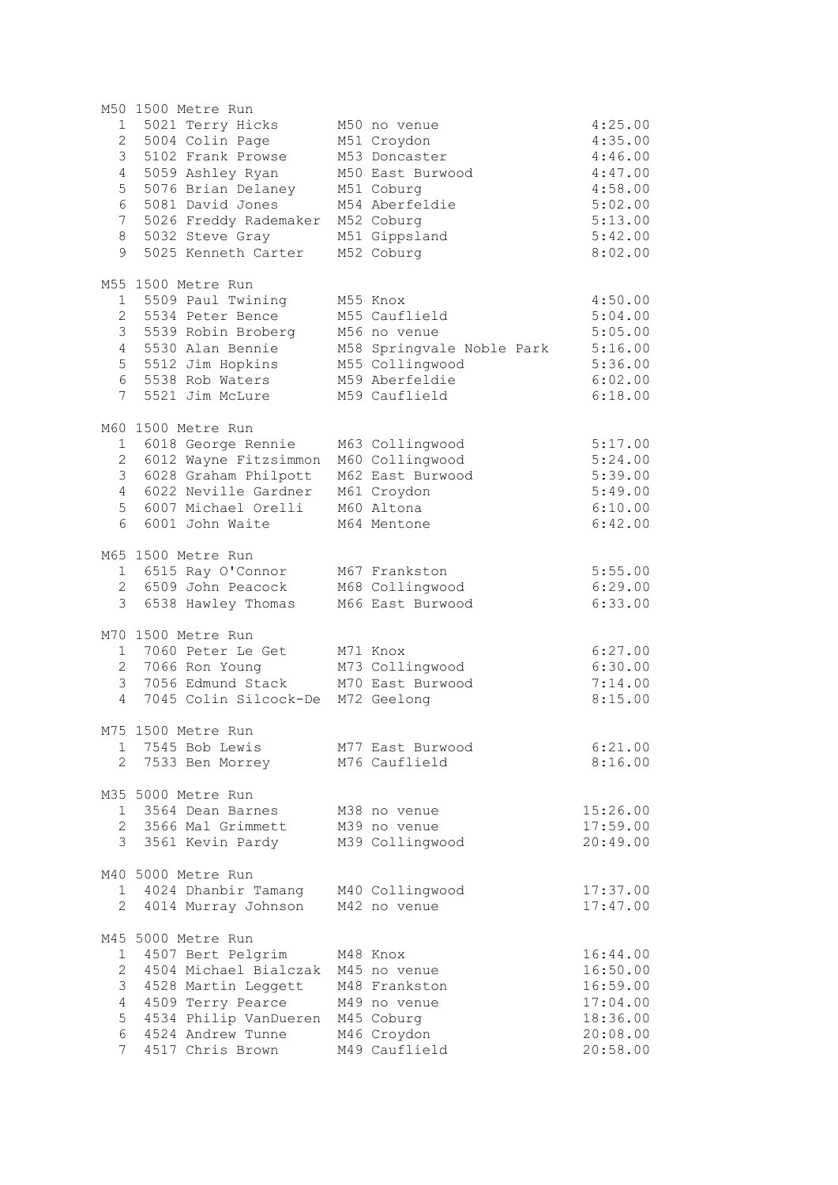M50 1500 Metre Run

| Place | Bib | Name | Age/Club | Time |
|---|---|---|---|---|
| 1 | 5021 | Terry Hicks | M50 no venue | 4:25.00 |
| 2 | 5004 | Colin Page | M51 Croydon | 4:35.00 |
| 3 | 5102 | Frank Prowse | M53 Doncaster | 4:46.00 |
| 4 | 5059 | Ashley Ryan | M50 East Burwood | 4:47.00 |
| 5 | 5076 | Brian Delaney | M51 Coburg | 4:58.00 |
| 6 | 5081 | David Jones | M54 Aberfeldie | 5:02.00 |
| 7 | 5026 | Freddy Rademaker | M52 Coburg | 5:13.00 |
| 8 | 5032 | Steve Gray | M51 Gippsland | 5:42.00 |
| 9 | 5025 | Kenneth Carter | M52 Coburg | 8:02.00 |

M55 1500 Metre Run

| Place | Bib | Name | Age/Club | Time |
|---|---|---|---|---|
| 1 | 5509 | Paul Twining | M55 Knox | 4:50.00 |
| 2 | 5534 | Peter Bence | M55 Cauflield | 5:04.00 |
| 3 | 5539 | Robin Broberg | M56 no venue | 5:05.00 |
| 4 | 5530 | Alan Bennie | M58 Springvale Noble Park | 5:16.00 |
| 5 | 5512 | Jim Hopkins | M55 Collingwood | 5:36.00 |
| 6 | 5538 | Rob Waters | M59 Aberfeldie | 6:02.00 |
| 7 | 5521 | Jim McLure | M59 Cauflield | 6:18.00 |

M60 1500 Metre Run

| Place | Bib | Name | Age/Club | Time |
|---|---|---|---|---|
| 1 | 6018 | George Rennie | M63 Collingwood | 5:17.00 |
| 2 | 6012 | Wayne Fitzsimmon | M60 Collingwood | 5:24.00 |
| 3 | 6028 | Graham Philpott | M62 East Burwood | 5:39.00 |
| 4 | 6022 | Neville Gardner | M61 Croydon | 5:49.00 |
| 5 | 6007 | Michael Orelli | M60 Altona | 6:10.00 |
| 6 | 6001 | John Waite | M64 Mentone | 6:42.00 |

M65 1500 Metre Run

| Place | Bib | Name | Age/Club | Time |
|---|---|---|---|---|
| 1 | 6515 | Ray O'Connor | M67 Frankston | 5:55.00 |
| 2 | 6509 | John Peacock | M68 Collingwood | 6:29.00 |
| 3 | 6538 | Hawley Thomas | M66 East Burwood | 6:33.00 |

M70 1500 Metre Run

| Place | Bib | Name | Age/Club | Time |
|---|---|---|---|---|
| 1 | 7060 | Peter Le Get | M71 Knox | 6:27.00 |
| 2 | 7066 | Ron Young | M73 Collingwood | 6:30.00 |
| 3 | 7056 | Edmund Stack | M70 East Burwood | 7:14.00 |
| 4 | 7045 | Colin Silcock-De | M72 Geelong | 8:15.00 |

M75 1500 Metre Run

| Place | Bib | Name | Age/Club | Time |
|---|---|---|---|---|
| 1 | 7545 | Bob Lewis | M77 East Burwood | 6:21.00 |
| 2 | 7533 | Ben Morrey | M76 Cauflield | 8:16.00 |

M35 5000 Metre Run

| Place | Bib | Name | Age/Club | Time |
|---|---|---|---|---|
| 1 | 3564 | Dean Barnes | M38 no venue | 15:26.00 |
| 2 | 3566 | Mal Grimmett | M39 no venue | 17:59.00 |
| 3 | 3561 | Kevin Pardy | M39 Collingwood | 20:49.00 |

M40 5000 Metre Run

| Place | Bib | Name | Age/Club | Time |
|---|---|---|---|---|
| 1 | 4024 | Dhanbir Tamang | M40 Collingwood | 17:37.00 |
| 2 | 4014 | Murray Johnson | M42 no venue | 17:47.00 |

M45 5000 Metre Run

| Place | Bib | Name | Age/Club | Time |
|---|---|---|---|---|
| 1 | 4507 | Bert Pelgrim | M48 Knox | 16:44.00 |
| 2 | 4504 | Michael Bialczak | M45 no venue | 16:50.00 |
| 3 | 4528 | Martin Leggett | M48 Frankston | 16:59.00 |
| 4 | 4509 | Terry Pearce | M49 no venue | 17:04.00 |
| 5 | 4534 | Philip VanDueren | M45 Coburg | 18:36.00 |
| 6 | 4524 | Andrew Tunne | M46 Croydon | 20:08.00 |
| 7 | 4517 | Chris Brown | M49 Cauflield | 20:58.00 |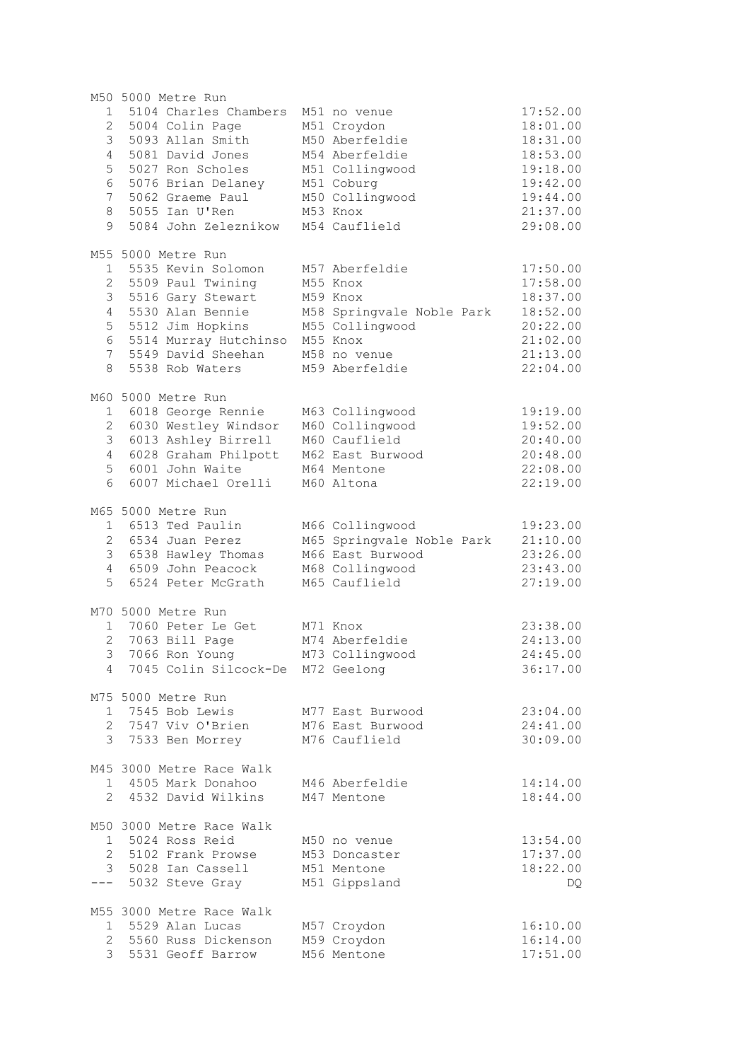M50 5000 Metre Run

| Place | No. | Name | Age Group | Club | Time |
|---|---|---|---|---|---|
| 1 | 5104 | Charles Chambers | M51 | no venue | 17:52.00 |
| 2 | 5004 | Colin Page | M51 | Croydon | 18:01.00 |
| 3 | 5093 | Allan Smith | M50 | Aberfeldie | 18:31.00 |
| 4 | 5081 | David Jones | M54 | Aberfeldie | 18:53.00 |
| 5 | 5027 | Ron Scholes | M51 | Collingwood | 19:18.00 |
| 6 | 5076 | Brian Delaney | M51 | Coburg | 19:42.00 |
| 7 | 5062 | Graeme Paul | M50 | Collingwood | 19:44.00 |
| 8 | 5055 | Ian U'Ren | M53 | Knox | 21:37.00 |
| 9 | 5084 | John Zeleznikow | M54 | Cauflield | 29:08.00 |

M55 5000 Metre Run

| Place | No. | Name | Age Group | Club | Time |
|---|---|---|---|---|---|
| 1 | 5535 | Kevin Solomon | M57 | Aberfeldie | 17:50.00 |
| 2 | 5509 | Paul Twining | M55 | Knox | 17:58.00 |
| 3 | 5516 | Gary Stewart | M59 | Knox | 18:37.00 |
| 4 | 5530 | Alan Bennie | M58 | Springvale Noble Park | 18:52.00 |
| 5 | 5512 | Jim Hopkins | M55 | Collingwood | 20:22.00 |
| 6 | 5514 | Murray Hutchinso | M55 | Knox | 21:02.00 |
| 7 | 5549 | David Sheehan | M58 | no venue | 21:13.00 |
| 8 | 5538 | Rob Waters | M59 | Aberfeldie | 22:04.00 |

M60 5000 Metre Run

| Place | No. | Name | Age Group | Club | Time |
|---|---|---|---|---|---|
| 1 | 6018 | George Rennie | M63 | Collingwood | 19:19.00 |
| 2 | 6030 | Westley Windsor | M60 | Collingwood | 19:52.00 |
| 3 | 6013 | Ashley Birrell | M60 | Cauflield | 20:40.00 |
| 4 | 6028 | Graham Philpott | M62 | East Burwood | 20:48.00 |
| 5 | 6001 | John Waite | M64 | Mentone | 22:08.00 |
| 6 | 6007 | Michael Orelli | M60 | Altona | 22:19.00 |

M65 5000 Metre Run

| Place | No. | Name | Age Group | Club | Time |
|---|---|---|---|---|---|
| 1 | 6513 | Ted Paulin | M66 | Collingwood | 19:23.00 |
| 2 | 6534 | Juan Perez | M65 | Springvale Noble Park | 21:10.00 |
| 3 | 6538 | Hawley Thomas | M66 | East Burwood | 23:26.00 |
| 4 | 6509 | John Peacock | M68 | Collingwood | 23:43.00 |
| 5 | 6524 | Peter McGrath | M65 | Cauflield | 27:19.00 |

M70 5000 Metre Run

| Place | No. | Name | Age Group | Club | Time |
|---|---|---|---|---|---|
| 1 | 7060 | Peter Le Get | M71 | Knox | 23:38.00 |
| 2 | 7063 | Bill Page | M74 | Aberfeldie | 24:13.00 |
| 3 | 7066 | Ron Young | M73 | Collingwood | 24:45.00 |
| 4 | 7045 | Colin Silcock-De | M72 | Geelong | 36:17.00 |

M75 5000 Metre Run

| Place | No. | Name | Age Group | Club | Time |
|---|---|---|---|---|---|
| 1 | 7545 | Bob Lewis | M77 | East Burwood | 23:04.00 |
| 2 | 7547 | Viv O'Brien | M76 | East Burwood | 24:41.00 |
| 3 | 7533 | Ben Morrey | M76 | Cauflield | 30:09.00 |

M45 3000 Metre Race Walk

| Place | No. | Name | Age Group | Club | Time |
|---|---|---|---|---|---|
| 1 | 4505 | Mark Donahoo | M46 | Aberfeldie | 14:14.00 |
| 2 | 4532 | David Wilkins | M47 | Mentone | 18:44.00 |

M50 3000 Metre Race Walk

| Place | No. | Name | Age Group | Club | Time |
|---|---|---|---|---|---|
| 1 | 5024 | Ross Reid | M50 | no venue | 13:54.00 |
| 2 | 5102 | Frank Prowse | M53 | Doncaster | 17:37.00 |
| 3 | 5028 | Ian Cassell | M51 | Mentone | 18:22.00 |
| --- | 5032 | Steve Gray | M51 | Gippsland | DQ |

M55 3000 Metre Race Walk

| Place | No. | Name | Age Group | Club | Time |
|---|---|---|---|---|---|
| 1 | 5529 | Alan Lucas | M57 | Croydon | 16:10.00 |
| 2 | 5560 | Russ Dickenson | M59 | Croydon | 16:14.00 |
| 3 | 5531 | Geoff Barrow | M56 | Mentone | 17:51.00 |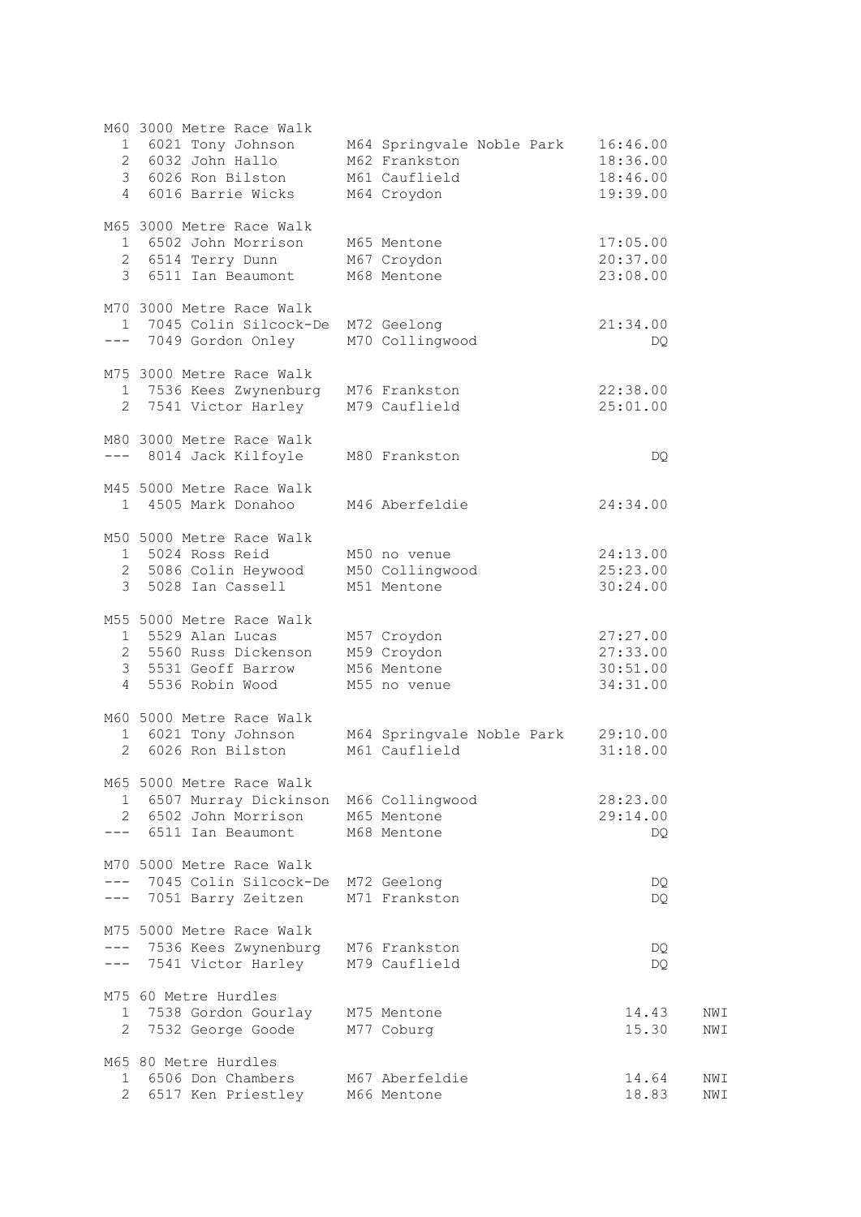M60 3000 Metre Race Walk

| Place | Bib | Name | Age/Club | Time |
|---|---|---|---|---|
| 1 | 6021 | Tony Johnson | M64 Springvale Noble Park | 16:46.00 |
| 2 | 6032 | John Hallo | M62 Frankston | 18:36.00 |
| 3 | 6026 | Ron Bilston | M61 Cauflield | 18:46.00 |
| 4 | 6016 | Barrie Wicks | M64 Croydon | 19:39.00 |

M65 3000 Metre Race Walk

| Place | Bib | Name | Age/Club | Time |
|---|---|---|---|---|
| 1 | 6502 | John Morrison | M65 Mentone | 17:05.00 |
| 2 | 6514 | Terry Dunn | M67 Croydon | 20:37.00 |
| 3 | 6511 | Ian Beaumont | M68 Mentone | 23:08.00 |

M70 3000 Metre Race Walk

| Place | Bib | Name | Age/Club | Time |
|---|---|---|---|---|
| 1 | 7045 | Colin Silcock-De | M72 Geelong | 21:34.00 |
| --- | 7049 | Gordon Onley | M70 Collingwood | DQ |

M75 3000 Metre Race Walk

| Place | Bib | Name | Age/Club | Time |
|---|---|---|---|---|
| 1 | 7536 | Kees Zwynenburg | M76 Frankston | 22:38.00 |
| 2 | 7541 | Victor Harley | M79 Cauflield | 25:01.00 |

M80 3000 Metre Race Walk

| Place | Bib | Name | Age/Club | Time |
|---|---|---|---|---|
| --- | 8014 | Jack Kilfoyle | M80 Frankston | DQ |

M45 5000 Metre Race Walk

| Place | Bib | Name | Age/Club | Time |
|---|---|---|---|---|
| 1 | 4505 | Mark Donahoo | M46 Aberfeldie | 24:34.00 |

M50 5000 Metre Race Walk

| Place | Bib | Name | Age/Club | Time |
|---|---|---|---|---|
| 1 | 5024 | Ross Reid | M50 no venue | 24:13.00 |
| 2 | 5086 | Colin Heywood | M50 Collingwood | 25:23.00 |
| 3 | 5028 | Ian Cassell | M51 Mentone | 30:24.00 |

M55 5000 Metre Race Walk

| Place | Bib | Name | Age/Club | Time |
|---|---|---|---|---|
| 1 | 5529 | Alan Lucas | M57 Croydon | 27:27.00 |
| 2 | 5560 | Russ Dickenson | M59 Croydon | 27:33.00 |
| 3 | 5531 | Geoff Barrow | M56 Mentone | 30:51.00 |
| 4 | 5536 | Robin Wood | M55 no venue | 34:31.00 |

M60 5000 Metre Race Walk

| Place | Bib | Name | Age/Club | Time |
|---|---|---|---|---|
| 1 | 6021 | Tony Johnson | M64 Springvale Noble Park | 29:10.00 |
| 2 | 6026 | Ron Bilston | M61 Cauflield | 31:18.00 |

M65 5000 Metre Race Walk

| Place | Bib | Name | Age/Club | Time |
|---|---|---|---|---|
| 1 | 6507 | Murray Dickinson | M66 Collingwood | 28:23.00 |
| 2 | 6502 | John Morrison | M65 Mentone | 29:14.00 |
| --- | 6511 | Ian Beaumont | M68 Mentone | DQ |

M70 5000 Metre Race Walk

| Place | Bib | Name | Age/Club | Time |
|---|---|---|---|---|
| --- | 7045 | Colin Silcock-De | M72 Geelong | DQ |
| --- | 7051 | Barry Zeitzen | M71 Frankston | DQ |

M75 5000 Metre Race Walk

| Place | Bib | Name | Age/Club | Time |
|---|---|---|---|---|
| --- | 7536 | Kees Zwynenburg | M76 Frankston | DQ |
| --- | 7541 | Victor Harley | M79 Cauflield | DQ |

M75 60 Metre Hurdles

| Place | Bib | Name | Age/Club | Time | Wind |
|---|---|---|---|---|---|
| 1 | 7538 | Gordon Gourlay | M75 Mentone | 14.43 | NWI |
| 2 | 7532 | George Goode | M77 Coburg | 15.30 | NWI |

M65 80 Metre Hurdles

| Place | Bib | Name | Age/Club | Time | Wind |
|---|---|---|---|---|---|
| 1 | 6506 | Don Chambers | M67 Aberfeldie | 14.64 | NWI |
| 2 | 6517 | Ken Priestley | M66 Mentone | 18.83 | NWI |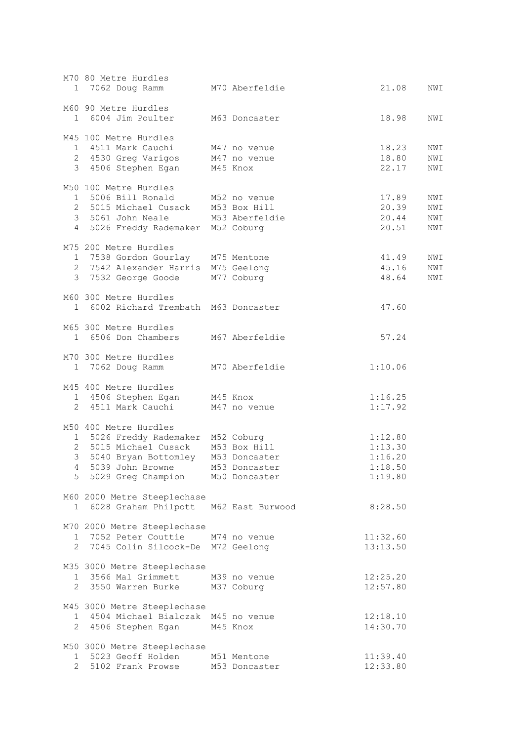M70 80 Metre Hurdles

| Place | No. | Name | Age/Club | Time | |
|---|---|---|---|---|---|
| 1 | 7062 | Doug Ramm | M70 Aberfeldie | 21.08 | NWI |

M60 90 Metre Hurdles

| Place | No. | Name | Age/Club | Time | |
|---|---|---|---|---|---|
| 1 | 6004 | Jim Poulter | M63 Doncaster | 18.98 | NWI |

M45 100 Metre Hurdles

| Place | No. | Name | Age/Club | Time | |
|---|---|---|---|---|---|
| 1 | 4511 | Mark Cauchi | M47 no venue | 18.23 | NWI |
| 2 | 4530 | Greg Varigos | M47 no venue | 18.80 | NWI |
| 3 | 4506 | Stephen Egan | M45 Knox | 22.17 | NWI |

M50 100 Metre Hurdles

| Place | No. | Name | Age/Club | Time | |
|---|---|---|---|---|---|
| 1 | 5006 | Bill Ronald | M52 no venue | 17.89 | NWI |
| 2 | 5015 | Michael Cusack | M53 Box Hill | 20.39 | NWI |
| 3 | 5061 | John Neale | M53 Aberfeldie | 20.44 | NWI |
| 4 | 5026 | Freddy Rademaker | M52 Coburg | 20.51 | NWI |

M75 200 Metre Hurdles

| Place | No. | Name | Age/Club | Time | |
|---|---|---|---|---|---|
| 1 | 7538 | Gordon Gourlay | M75 Mentone | 41.49 | NWI |
| 2 | 7542 | Alexander Harris | M75 Geelong | 45.16 | NWI |
| 3 | 7532 | George Goode | M77 Coburg | 48.64 | NWI |

M60 300 Metre Hurdles

| Place | No. | Name | Age/Club | Time |
|---|---|---|---|---|
| 1 | 6002 | Richard Trembath | M63 Doncaster | 47.60 |

M65 300 Metre Hurdles

| Place | No. | Name | Age/Club | Time |
|---|---|---|---|---|
| 1 | 6506 | Don Chambers | M67 Aberfeldie | 57.24 |

M70 300 Metre Hurdles

| Place | No. | Name | Age/Club | Time |
|---|---|---|---|---|
| 1 | 7062 | Doug Ramm | M70 Aberfeldie | 1:10.06 |

M45 400 Metre Hurdles

| Place | No. | Name | Age/Club | Time |
|---|---|---|---|---|
| 1 | 4506 | Stephen Egan | M45 Knox | 1:16.25 |
| 2 | 4511 | Mark Cauchi | M47 no venue | 1:17.92 |

M50 400 Metre Hurdles

| Place | No. | Name | Age/Club | Time |
|---|---|---|---|---|
| 1 | 5026 | Freddy Rademaker | M52 Coburg | 1:12.80 |
| 2 | 5015 | Michael Cusack | M53 Box Hill | 1:13.30 |
| 3 | 5040 | Bryan Bottomley | M53 Doncaster | 1:16.20 |
| 4 | 5039 | John Browne | M53 Doncaster | 1:18.50 |
| 5 | 5029 | Greg Champion | M50 Doncaster | 1:19.80 |

M60 2000 Metre Steeplechase

| Place | No. | Name | Age/Club | Time |
|---|---|---|---|---|
| 1 | 6028 | Graham Philpott | M62 East Burwood | 8:28.50 |

M70 2000 Metre Steeplechase

| Place | No. | Name | Age/Club | Time |
|---|---|---|---|---|
| 1 | 7052 | Peter Couttie | M74 no venue | 11:32.60 |
| 2 | 7045 | Colin Silcock-De | M72 Geelong | 13:13.50 |

M35 3000 Metre Steeplechase

| Place | No. | Name | Age/Club | Time |
|---|---|---|---|---|
| 1 | 3566 | Mal Grimmett | M39 no venue | 12:25.20 |
| 2 | 3550 | Warren Burke | M37 Coburg | 12:57.80 |

M45 3000 Metre Steeplechase

| Place | No. | Name | Age/Club | Time |
|---|---|---|---|---|
| 1 | 4504 | Michael Bialczak | M45 no venue | 12:18.10 |
| 2 | 4506 | Stephen Egan | M45 Knox | 14:30.70 |

M50 3000 Metre Steeplechase

| Place | No. | Name | Age/Club | Time |
|---|---|---|---|---|
| 1 | 5023 | Geoff Holden | M51 Mentone | 11:39.40 |
| 2 | 5102 | Frank Prowse | M53 Doncaster | 12:33.80 |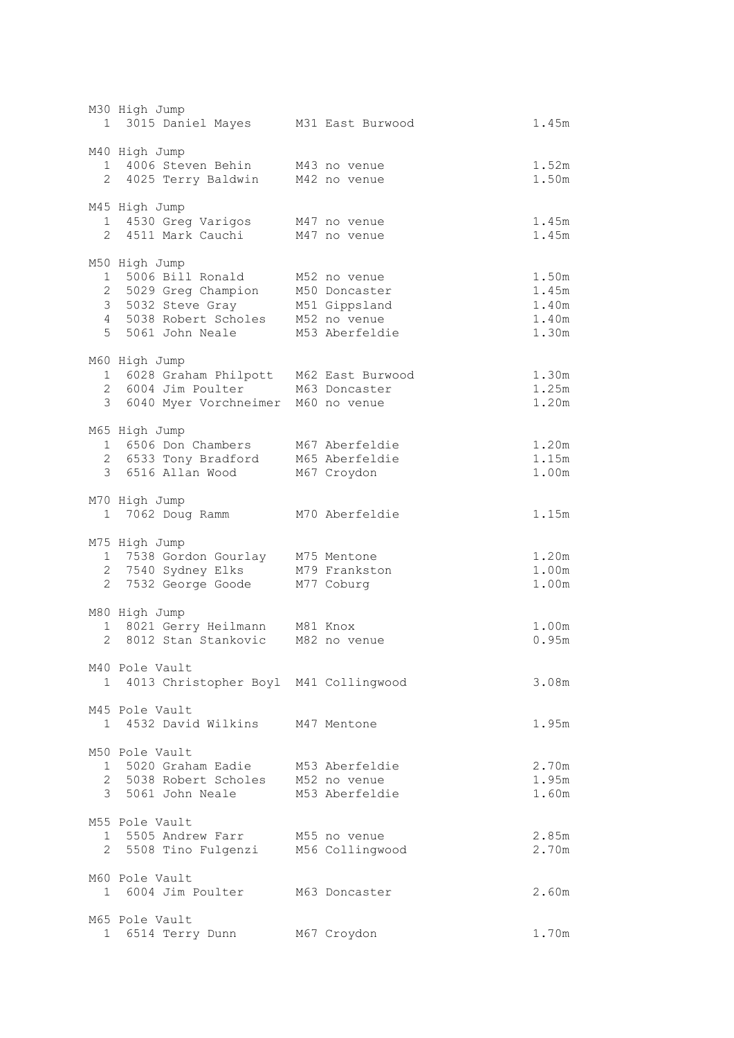```
M30 High Jump
  1  3015 Daniel Mayes      M31 East Burwood                     1.45m

M40 High Jump
  1  4006 Steven Behin      M43 no venue                         1.52m
  2  4025 Terry Baldwin     M42 no venue                         1.50m

M45 High Jump
  1  4530 Greg Varigos      M47 no venue                         1.45m
  2  4511 Mark Cauchi       M47 no venue                         1.45m

M50 High Jump
  1  5006 Bill Ronald       M52 no venue                         1.50m
  2  5029 Greg Champion     M50 Doncaster                        1.45m
  3  5032 Steve Gray        M51 Gippsland                        1.40m
  4  5038 Robert Scholes    M52 no venue                         1.40m
  5  5061 John Neale        M53 Aberfeldie                       1.30m

M60 High Jump
  1  6028 Graham Philpott   M62 East Burwood                     1.30m
  2  6004 Jim Poulter       M63 Doncaster                        1.25m
  3  6040 Myer Vorchneimer  M60 no venue                         1.20m

M65 High Jump
  1  6506 Don Chambers      M67 Aberfeldie                       1.20m
  2  6533 Tony Bradford     M65 Aberfeldie                       1.15m
  3  6516 Allan Wood        M67 Croydon                          1.00m

M70 High Jump
  1  7062 Doug Ramm         M70 Aberfeldie                       1.15m

M75 High Jump
  1  7538 Gordon Gourlay    M75 Mentone                          1.20m
  2  7540 Sydney Elks       M79 Frankston                        1.00m
  2  7532 George Goode      M77 Coburg                           1.00m

M80 High Jump
  1  8021 Gerry Heilmann    M81 Knox                             1.00m
  2  8012 Stan Stankovic    M82 no venue                         0.95m

M40 Pole Vault
  1  4013 Christopher Boyl  M41 Collingwood                      3.08m

M45 Pole Vault
  1  4532 David Wilkins     M47 Mentone                          1.95m

M50 Pole Vault
  1  5020 Graham Eadie      M53 Aberfeldie                       2.70m
  2  5038 Robert Scholes    M52 no venue                         1.95m
  3  5061 John Neale        M53 Aberfeldie                       1.60m

M55 Pole Vault
  1  5505 Andrew Farr       M55 no venue                         2.85m
  2  5508 Tino Fulgenzi     M56 Collingwood                      2.70m

M60 Pole Vault
  1  6004 Jim Poulter       M63 Doncaster                        2.60m

M65 Pole Vault
  1  6514 Terry Dunn        M67 Croydon                          1.70m
```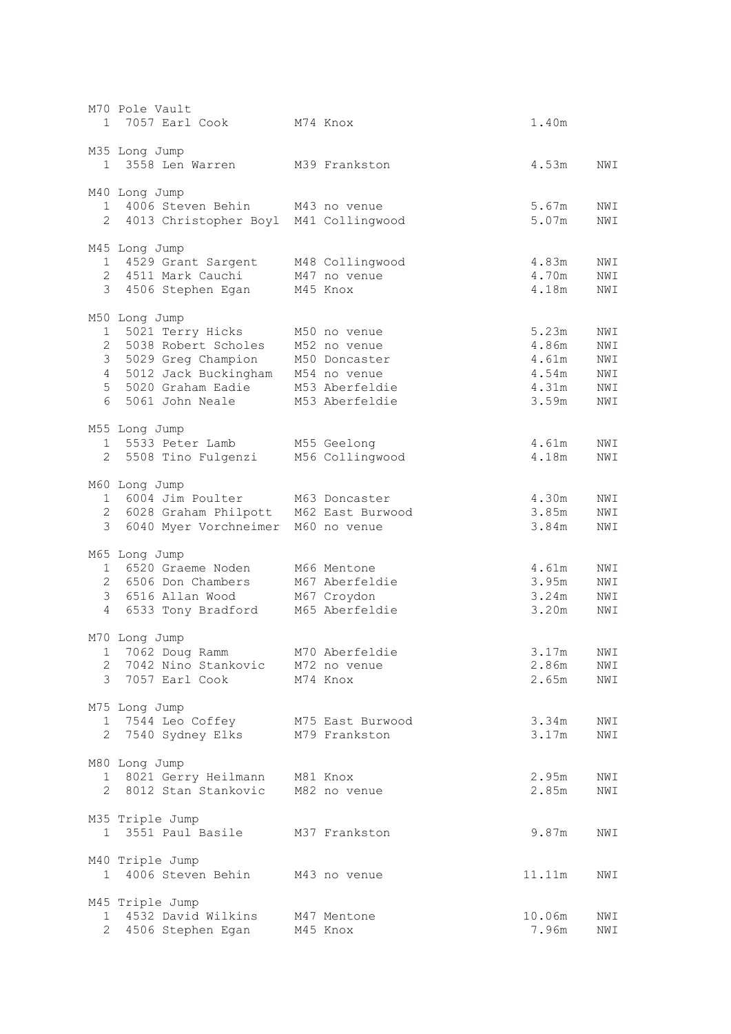M70 Pole Vault

| | | | | |
|---|---|---|---|---|
| 1 | 7057 Earl Cook | M74 Knox | 1.40m | |

M35 Long Jump

| | | | | |
|---|---|---|---|---|
| 1 | 3558 Len Warren | M39 Frankston | 4.53m | NWI |

M40 Long Jump

| | | | | |
|---|---|---|---|---|
| 1 | 4006 Steven Behin | M43 no venue | 5.67m | NWI |
| 2 | 4013 Christopher Boyl | M41 Collingwood | 5.07m | NWI |

M45 Long Jump

| | | | | |
|---|---|---|---|---|
| 1 | 4529 Grant Sargent | M48 Collingwood | 4.83m | NWI |
| 2 | 4511 Mark Cauchi | M47 no venue | 4.70m | NWI |
| 3 | 4506 Stephen Egan | M45 Knox | 4.18m | NWI |

M50 Long Jump

| | | | | |
|---|---|---|---|---|
| 1 | 5021 Terry Hicks | M50 no venue | 5.23m | NWI |
| 2 | 5038 Robert Scholes | M52 no venue | 4.86m | NWI |
| 3 | 5029 Greg Champion | M50 Doncaster | 4.61m | NWI |
| 4 | 5012 Jack Buckingham | M54 no venue | 4.54m | NWI |
| 5 | 5020 Graham Eadie | M53 Aberfeldie | 4.31m | NWI |
| 6 | 5061 John Neale | M53 Aberfeldie | 3.59m | NWI |

M55 Long Jump

| | | | | |
|---|---|---|---|---|
| 1 | 5533 Peter Lamb | M55 Geelong | 4.61m | NWI |
| 2 | 5508 Tino Fulgenzi | M56 Collingwood | 4.18m | NWI |

M60 Long Jump

| | | | | |
|---|---|---|---|---|
| 1 | 6004 Jim Poulter | M63 Doncaster | 4.30m | NWI |
| 2 | 6028 Graham Philpott | M62 East Burwood | 3.85m | NWI |
| 3 | 6040 Myer Vorchneimer | M60 no venue | 3.84m | NWI |

M65 Long Jump

| | | | | |
|---|---|---|---|---|
| 1 | 6520 Graeme Noden | M66 Mentone | 4.61m | NWI |
| 2 | 6506 Don Chambers | M67 Aberfeldie | 3.95m | NWI |
| 3 | 6516 Allan Wood | M67 Croydon | 3.24m | NWI |
| 4 | 6533 Tony Bradford | M65 Aberfeldie | 3.20m | NWI |

M70 Long Jump

| | | | | |
|---|---|---|---|---|
| 1 | 7062 Doug Ramm | M70 Aberfeldie | 3.17m | NWI |
| 2 | 7042 Nino Stankovic | M72 no venue | 2.86m | NWI |
| 3 | 7057 Earl Cook | M74 Knox | 2.65m | NWI |

M75 Long Jump

| | | | | |
|---|---|---|---|---|
| 1 | 7544 Leo Coffey | M75 East Burwood | 3.34m | NWI |
| 2 | 7540 Sydney Elks | M79 Frankston | 3.17m | NWI |

M80 Long Jump

| | | | | |
|---|---|---|---|---|
| 1 | 8021 Gerry Heilmann | M81 Knox | 2.95m | NWI |
| 2 | 8012 Stan Stankovic | M82 no venue | 2.85m | NWI |

M35 Triple Jump

| | | | | |
|---|---|---|---|---|
| 1 | 3551 Paul Basile | M37 Frankston | 9.87m | NWI |

M40 Triple Jump

| | | | | |
|---|---|---|---|---|
| 1 | 4006 Steven Behin | M43 no venue | 11.11m | NWI |

M45 Triple Jump

| | | | | |
|---|---|---|---|---|
| 1 | 4532 David Wilkins | M47 Mentone | 10.06m | NWI |
| 2 | 4506 Stephen Egan | M45 Knox | 7.96m | NWI |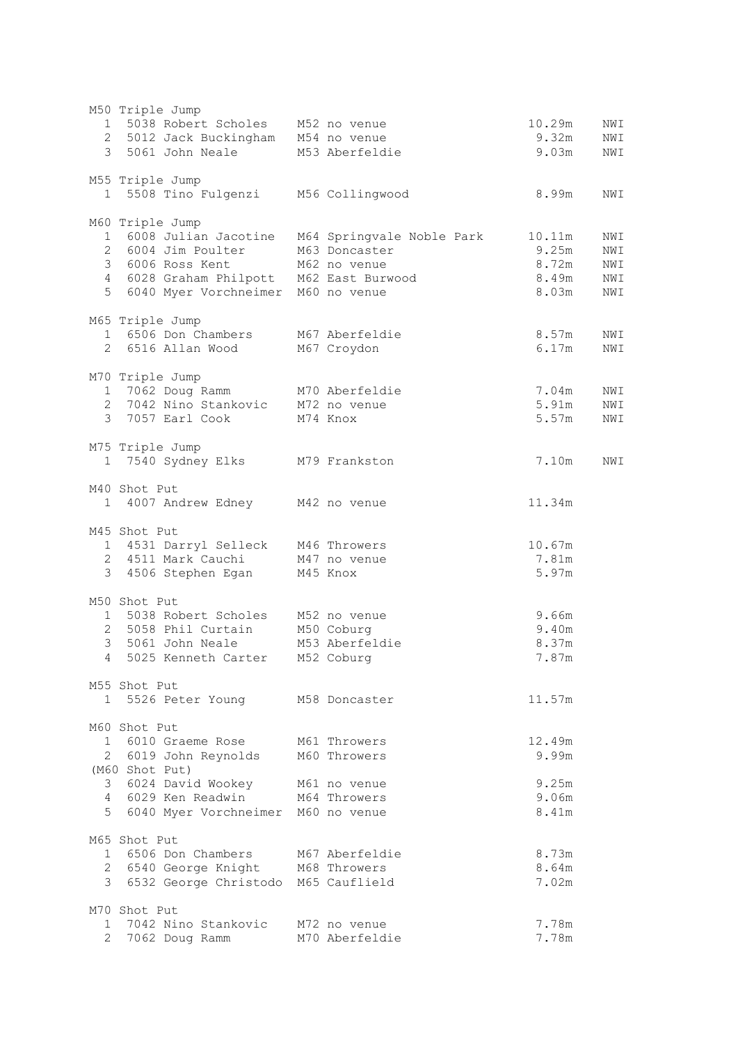M50 Triple Jump

| | | | | | |
|---|---|---|---|---|---|
| 1 | 5038 Robert Scholes | M52 no venue | 10.29m | NWI |
| 2 | 5012 Jack Buckingham | M54 no venue | 9.32m | NWI |
| 3 | 5061 John Neale | M53 Aberfeldie | 9.03m | NWI |

M55 Triple Jump

| | | | | |
|---|---|---|---|---|
| 1 | 5508 Tino Fulgenzi | M56 Collingwood | 8.99m | NWI |

M60 Triple Jump

| | | | | |
|---|---|---|---|---|
| 1 | 6008 Julian Jacotine | M64 Springvale Noble Park | 10.11m | NWI |
| 2 | 6004 Jim Poulter | M63 Doncaster | 9.25m | NWI |
| 3 | 6006 Ross Kent | M62 no venue | 8.72m | NWI |
| 4 | 6028 Graham Philpott | M62 East Burwood | 8.49m | NWI |
| 5 | 6040 Myer Vorchneimer | M60 no venue | 8.03m | NWI |

M65 Triple Jump

| | | | | |
|---|---|---|---|---|
| 1 | 6506 Don Chambers | M67 Aberfeldie | 8.57m | NWI |
| 2 | 6516 Allan Wood | M67 Croydon | 6.17m | NWI |

M70 Triple Jump

| | | | | |
|---|---|---|---|---|
| 1 | 7062 Doug Ramm | M70 Aberfeldie | 7.04m | NWI |
| 2 | 7042 Nino Stankovic | M72 no venue | 5.91m | NWI |
| 3 | 7057 Earl Cook | M74 Knox | 5.57m | NWI |

M75 Triple Jump

| | | | | |
|---|---|---|---|---|
| 1 | 7540 Sydney Elks | M79 Frankston | 7.10m | NWI |

M40 Shot Put

| | | | |
|---|---|---|---|
| 1 | 4007 Andrew Edney | M42 no venue | 11.34m |

M45 Shot Put

| | | | |
|---|---|---|---|
| 1 | 4531 Darryl Selleck | M46 Throwers | 10.67m |
| 2 | 4511 Mark Cauchi | M47 no venue | 7.81m |
| 3 | 4506 Stephen Egan | M45 Knox | 5.97m |

M50 Shot Put

| | | | |
|---|---|---|---|
| 1 | 5038 Robert Scholes | M52 no venue | 9.66m |
| 2 | 5058 Phil Curtain | M50 Coburg | 9.40m |
| 3 | 5061 John Neale | M53 Aberfeldie | 8.37m |
| 4 | 5025 Kenneth Carter | M52 Coburg | 7.87m |

M55 Shot Put

| | | | |
|---|---|---|---|
| 1 | 5526 Peter Young | M58 Doncaster | 11.57m |

M60 Shot Put

| | | | |
|---|---|---|---|
| 1 | 6010 Graeme Rose | M61 Throwers | 12.49m |
| 2 | 6019 John Reynolds | M60 Throwers | 9.99m |

(M60 Shot Put)

| | | | |
|---|---|---|---|
| 3 | 6024 David Wookey | M61 no venue | 9.25m |
| 4 | 6029 Ken Readwin | M64 Throwers | 9.06m |
| 5 | 6040 Myer Vorchneimer | M60 no venue | 8.41m |

M65 Shot Put

| | | | |
|---|---|---|---|
| 1 | 6506 Don Chambers | M67 Aberfeldie | 8.73m |
| 2 | 6540 George Knight | M68 Throwers | 8.64m |
| 3 | 6532 George Christodo | M65 Cauflield | 7.02m |

M70 Shot Put

| | | | |
|---|---|---|---|
| 1 | 7042 Nino Stankovic | M72 no venue | 7.78m |
| 2 | 7062 Doug Ramm | M70 Aberfeldie | 7.78m |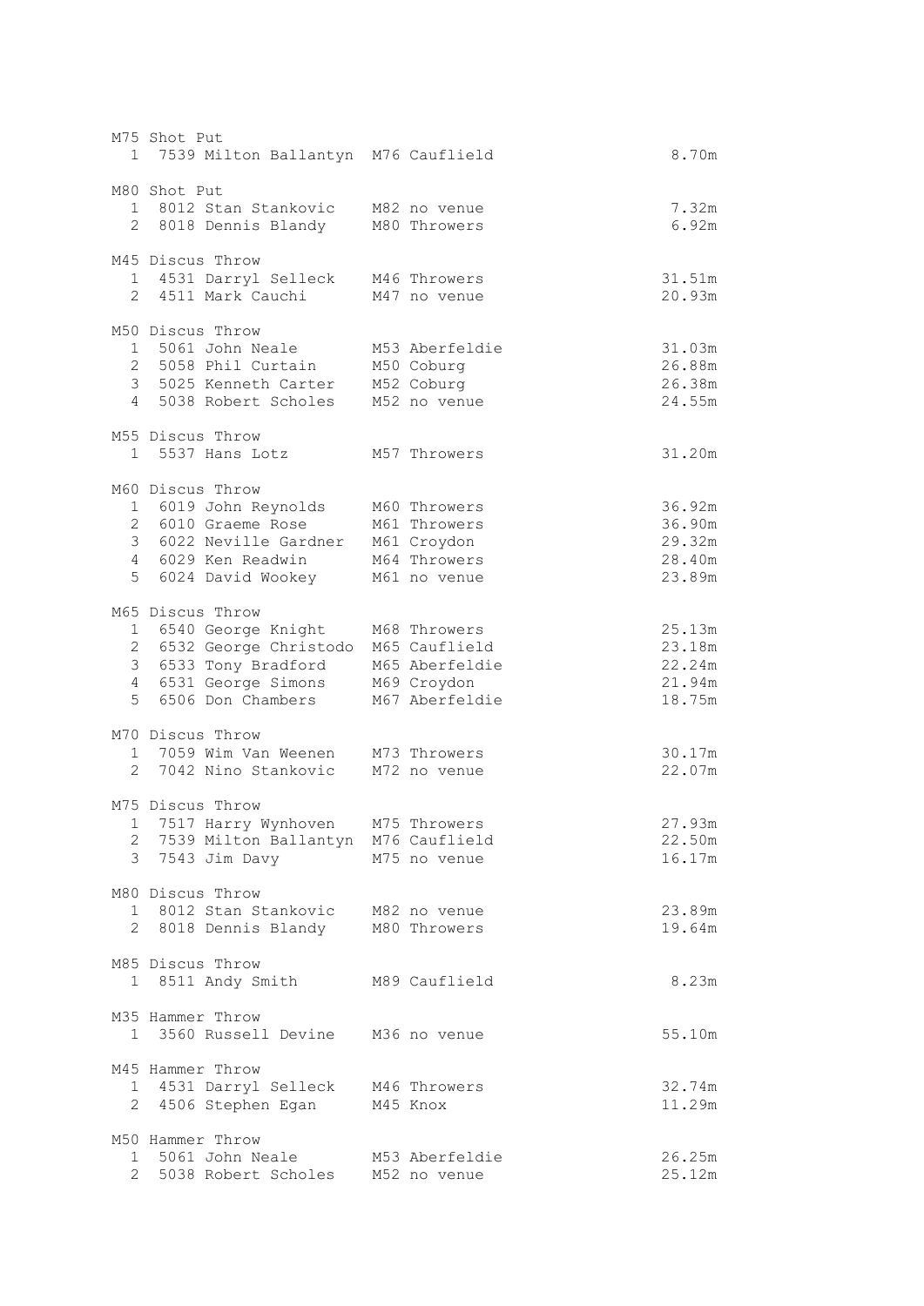M75 Shot Put

| Place | No. | Name | Age | Club | Result |
|---|---|---|---|---|---|
| 1 | 7539 | Milton Ballantyn | M76 | Cauflield | 8.70m |

M80 Shot Put

| Place | No. | Name | Age | Club | Result |
|---|---|---|---|---|---|
| 1 | 8012 | Stan Stankovic | M82 | no venue | 7.32m |
| 2 | 8018 | Dennis Blandy | M80 | Throwers | 6.92m |

M45 Discus Throw

| Place | No. | Name | Age | Club | Result |
|---|---|---|---|---|---|
| 1 | 4531 | Darryl Selleck | M46 | Throwers | 31.51m |
| 2 | 4511 | Mark Cauchi | M47 | no venue | 20.93m |

M50 Discus Throw

| Place | No. | Name | Age | Club | Result |
|---|---|---|---|---|---|
| 1 | 5061 | John Neale | M53 | Aberfeldie | 31.03m |
| 2 | 5058 | Phil Curtain | M50 | Coburg | 26.88m |
| 3 | 5025 | Kenneth Carter | M52 | Coburg | 26.38m |
| 4 | 5038 | Robert Scholes | M52 | no venue | 24.55m |

M55 Discus Throw

| Place | No. | Name | Age | Club | Result |
|---|---|---|---|---|---|
| 1 | 5537 | Hans Lotz | M57 | Throwers | 31.20m |

M60 Discus Throw

| Place | No. | Name | Age | Club | Result |
|---|---|---|---|---|---|
| 1 | 6019 | John Reynolds | M60 | Throwers | 36.92m |
| 2 | 6010 | Graeme Rose | M61 | Throwers | 36.90m |
| 3 | 6022 | Neville Gardner | M61 | Croydon | 29.32m |
| 4 | 6029 | Ken Readwin | M64 | Throwers | 28.40m |
| 5 | 6024 | David Wookey | M61 | no venue | 23.89m |

M65 Discus Throw

| Place | No. | Name | Age | Club | Result |
|---|---|---|---|---|---|
| 1 | 6540 | George Knight | M68 | Throwers | 25.13m |
| 2 | 6532 | George Christodo | M65 | Cauflield | 23.18m |
| 3 | 6533 | Tony Bradford | M65 | Aberfeldie | 22.24m |
| 4 | 6531 | George Simons | M69 | Croydon | 21.94m |
| 5 | 6506 | Don Chambers | M67 | Aberfeldie | 18.75m |

M70 Discus Throw

| Place | No. | Name | Age | Club | Result |
|---|---|---|---|---|---|
| 1 | 7059 | Wim Van Weenen | M73 | Throwers | 30.17m |
| 2 | 7042 | Nino Stankovic | M72 | no venue | 22.07m |

M75 Discus Throw

| Place | No. | Name | Age | Club | Result |
|---|---|---|---|---|---|
| 1 | 7517 | Harry Wynhoven | M75 | Throwers | 27.93m |
| 2 | 7539 | Milton Ballantyn | M76 | Cauflield | 22.50m |
| 3 | 7543 | Jim Davy | M75 | no venue | 16.17m |

M80 Discus Throw

| Place | No. | Name | Age | Club | Result |
|---|---|---|---|---|---|
| 1 | 8012 | Stan Stankovic | M82 | no venue | 23.89m |
| 2 | 8018 | Dennis Blandy | M80 | Throwers | 19.64m |

M85 Discus Throw

| Place | No. | Name | Age | Club | Result |
|---|---|---|---|---|---|
| 1 | 8511 | Andy Smith | M89 | Cauflield | 8.23m |

M35 Hammer Throw

| Place | No. | Name | Age | Club | Result |
|---|---|---|---|---|---|
| 1 | 3560 | Russell Devine | M36 | no venue | 55.10m |

M45 Hammer Throw

| Place | No. | Name | Age | Club | Result |
|---|---|---|---|---|---|
| 1 | 4531 | Darryl Selleck | M46 | Throwers | 32.74m |
| 2 | 4506 | Stephen Egan | M45 | Knox | 11.29m |

M50 Hammer Throw

| Place | No. | Name | Age | Club | Result |
|---|---|---|---|---|---|
| 1 | 5061 | John Neale | M53 | Aberfeldie | 26.25m |
| 2 | 5038 | Robert Scholes | M52 | no venue | 25.12m |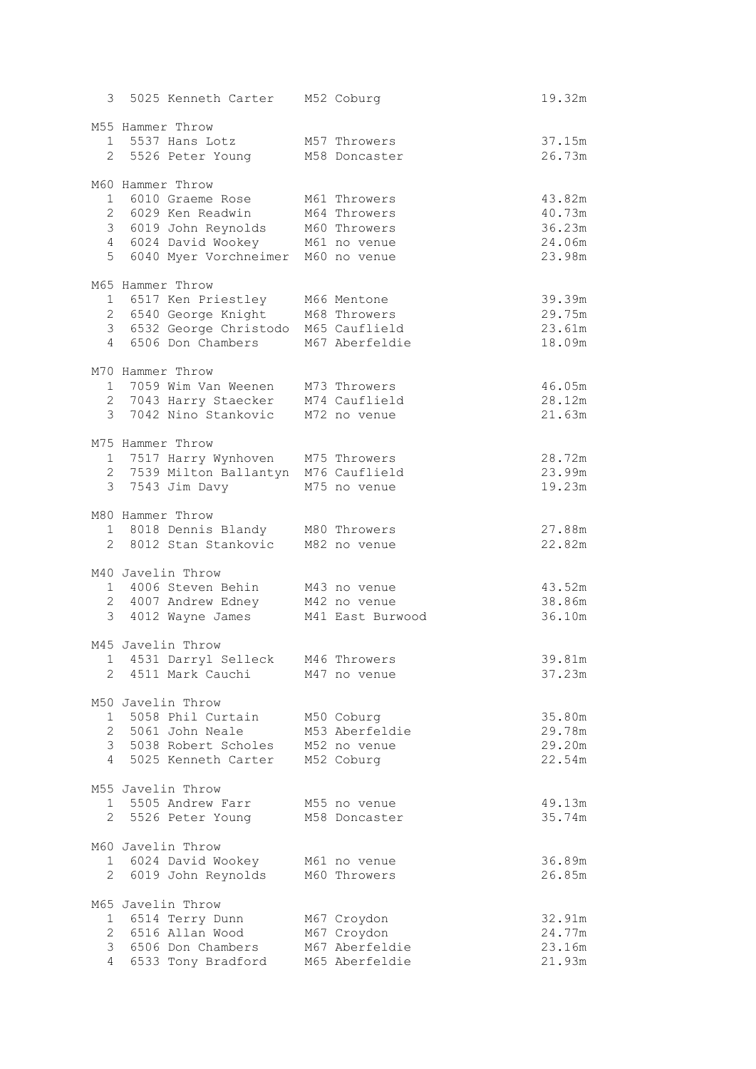| Place | No. | Name | Age/Club | Result |
|---|---|---|---|---|
| 3 | 5025 | Kenneth Carter | M52 Coburg | 19.32m |

M55 Hammer Throw

| Place | No. | Name | Age/Club | Result |
|---|---|---|---|---|
| 1 | 5537 | Hans Lotz | M57 Throwers | 37.15m |
| 2 | 5526 | Peter Young | M58 Doncaster | 26.73m |

M60 Hammer Throw

| Place | No. | Name | Age/Club | Result |
|---|---|---|---|---|
| 1 | 6010 | Graeme Rose | M61 Throwers | 43.82m |
| 2 | 6029 | Ken Readwin | M64 Throwers | 40.73m |
| 3 | 6019 | John Reynolds | M60 Throwers | 36.23m |
| 4 | 6024 | David Wookey | M61 no venue | 24.06m |
| 5 | 6040 | Myer Vorchneimer | M60 no venue | 23.98m |

M65 Hammer Throw

| Place | No. | Name | Age/Club | Result |
|---|---|---|---|---|
| 1 | 6517 | Ken Priestley | M66 Mentone | 39.39m |
| 2 | 6540 | George Knight | M68 Throwers | 29.75m |
| 3 | 6532 | George Christodo | M65 Cauflield | 23.61m |
| 4 | 6506 | Don Chambers | M67 Aberfeldie | 18.09m |

M70 Hammer Throw

| Place | No. | Name | Age/Club | Result |
|---|---|---|---|---|
| 1 | 7059 | Wim Van Weenen | M73 Throwers | 46.05m |
| 2 | 7043 | Harry Staecker | M74 Cauflield | 28.12m |
| 3 | 7042 | Nino Stankovic | M72 no venue | 21.63m |

M75 Hammer Throw

| Place | No. | Name | Age/Club | Result |
|---|---|---|---|---|
| 1 | 7517 | Harry Wynhoven | M75 Throwers | 28.72m |
| 2 | 7539 | Milton Ballantyn | M76 Cauflield | 23.99m |
| 3 | 7543 | Jim Davy | M75 no venue | 19.23m |

M80 Hammer Throw

| Place | No. | Name | Age/Club | Result |
|---|---|---|---|---|
| 1 | 8018 | Dennis Blandy | M80 Throwers | 27.88m |
| 2 | 8012 | Stan Stankovic | M82 no venue | 22.82m |

M40 Javelin Throw

| Place | No. | Name | Age/Club | Result |
|---|---|---|---|---|
| 1 | 4006 | Steven Behin | M43 no venue | 43.52m |
| 2 | 4007 | Andrew Edney | M42 no venue | 38.86m |
| 3 | 4012 | Wayne James | M41 East Burwood | 36.10m |

M45 Javelin Throw

| Place | No. | Name | Age/Club | Result |
|---|---|---|---|---|
| 1 | 4531 | Darryl Selleck | M46 Throwers | 39.81m |
| 2 | 4511 | Mark Cauchi | M47 no venue | 37.23m |

M50 Javelin Throw

| Place | No. | Name | Age/Club | Result |
|---|---|---|---|---|
| 1 | 5058 | Phil Curtain | M50 Coburg | 35.80m |
| 2 | 5061 | John Neale | M53 Aberfeldie | 29.78m |
| 3 | 5038 | Robert Scholes | M52 no venue | 29.20m |
| 4 | 5025 | Kenneth Carter | M52 Coburg | 22.54m |

M55 Javelin Throw

| Place | No. | Name | Age/Club | Result |
|---|---|---|---|---|
| 1 | 5505 | Andrew Farr | M55 no venue | 49.13m |
| 2 | 5526 | Peter Young | M58 Doncaster | 35.74m |

M60 Javelin Throw

| Place | No. | Name | Age/Club | Result |
|---|---|---|---|---|
| 1 | 6024 | David Wookey | M61 no venue | 36.89m |
| 2 | 6019 | John Reynolds | M60 Throwers | 26.85m |

M65 Javelin Throw

| Place | No. | Name | Age/Club | Result |
|---|---|---|---|---|
| 1 | 6514 | Terry Dunn | M67 Croydon | 32.91m |
| 2 | 6516 | Allan Wood | M67 Croydon | 24.77m |
| 3 | 6506 | Don Chambers | M67 Aberfeldie | 23.16m |
| 4 | 6533 | Tony Bradford | M65 Aberfeldie | 21.93m |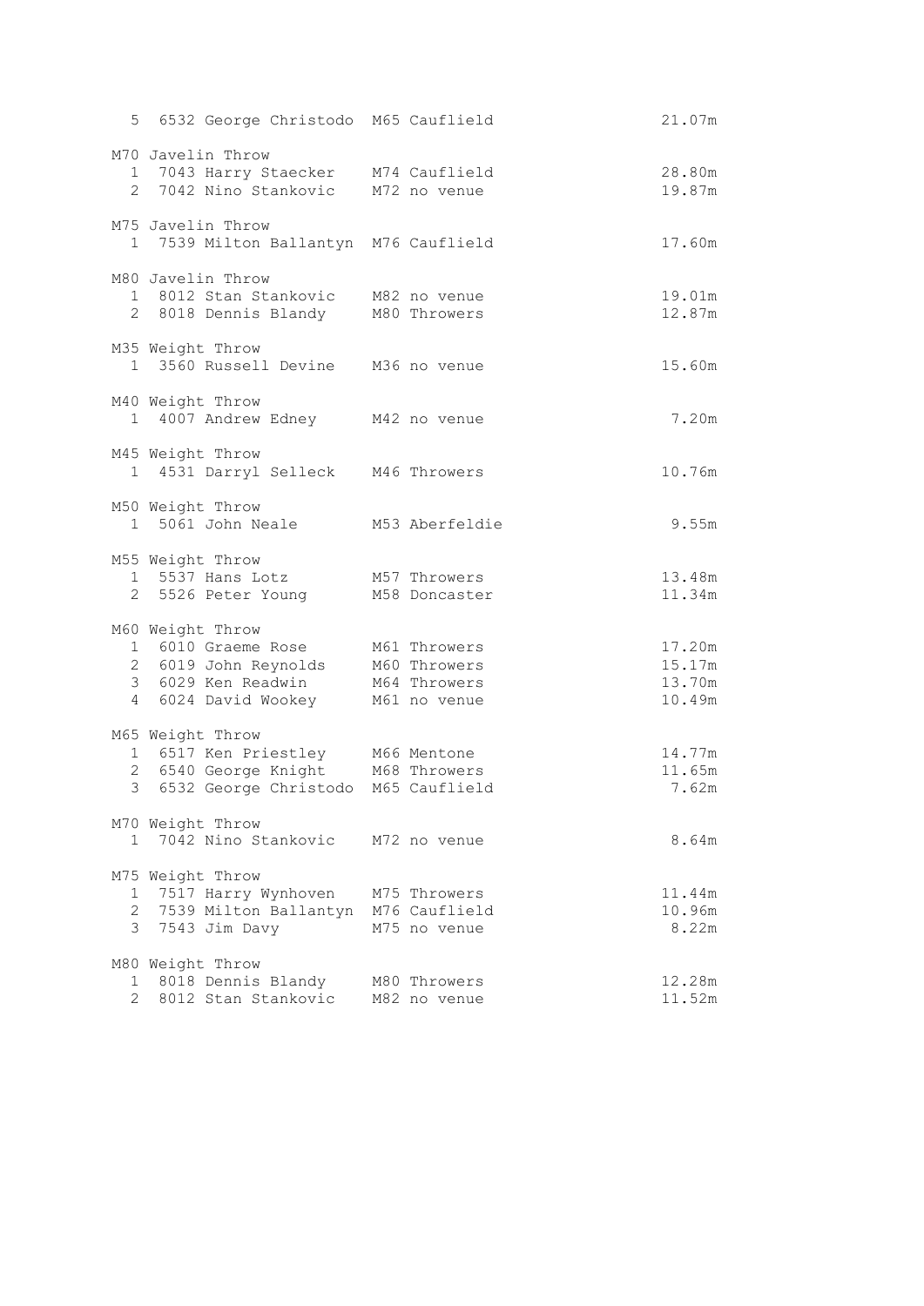| | | | | |
|---|---|---|---|---|
| 5 | 6532 | George Christodo | M65 Cauflield | 21.07m |

M70 Javelin Throw

| | | | | |
|---|---|---|---|---|
| 1 | 7043 | Harry Staecker | M74 Cauflield | 28.80m |
| 2 | 7042 | Nino Stankovic | M72 no venue | 19.87m |

M75 Javelin Throw

| | | | | |
|---|---|---|---|---|
| 1 | 7539 | Milton Ballantyn | M76 Cauflield | 17.60m |

M80 Javelin Throw

| | | | | |
|---|---|---|---|---|
| 1 | 8012 | Stan Stankovic | M82 no venue | 19.01m |
| 2 | 8018 | Dennis Blandy | M80 Throwers | 12.87m |

M35 Weight Throw

| | | | | |
|---|---|---|---|---|
| 1 | 3560 | Russell Devine | M36 no venue | 15.60m |

M40 Weight Throw

| | | | | |
|---|---|---|---|---|
| 1 | 4007 | Andrew Edney | M42 no venue | 7.20m |

M45 Weight Throw

| | | | | |
|---|---|---|---|---|
| 1 | 4531 | Darryl Selleck | M46 Throwers | 10.76m |

M50 Weight Throw

| | | | | |
|---|---|---|---|---|
| 1 | 5061 | John Neale | M53 Aberfeldie | 9.55m |

M55 Weight Throw

| | | | | |
|---|---|---|---|---|
| 1 | 5537 | Hans Lotz | M57 Throwers | 13.48m |
| 2 | 5526 | Peter Young | M58 Doncaster | 11.34m |

M60 Weight Throw

| | | | | |
|---|---|---|---|---|
| 1 | 6010 | Graeme Rose | M61 Throwers | 17.20m |
| 2 | 6019 | John Reynolds | M60 Throwers | 15.17m |
| 3 | 6029 | Ken Readwin | M64 Throwers | 13.70m |
| 4 | 6024 | David Wookey | M61 no venue | 10.49m |

M65 Weight Throw

| | | | | |
|---|---|---|---|---|
| 1 | 6517 | Ken Priestley | M66 Mentone | 14.77m |
| 2 | 6540 | George Knight | M68 Throwers | 11.65m |
| 3 | 6532 | George Christodo | M65 Cauflield | 7.62m |

M70 Weight Throw

| | | | | |
|---|---|---|---|---|
| 1 | 7042 | Nino Stankovic | M72 no venue | 8.64m |

M75 Weight Throw

| | | | | |
|---|---|---|---|---|
| 1 | 7517 | Harry Wynhoven | M75 Throwers | 11.44m |
| 2 | 7539 | Milton Ballantyn | M76 Cauflield | 10.96m |
| 3 | 7543 | Jim Davy | M75 no venue | 8.22m |

M80 Weight Throw

| | | | | |
|---|---|---|---|---|
| 1 | 8018 | Dennis Blandy | M80 Throwers | 12.28m |
| 2 | 8012 | Stan Stankovic | M82 no venue | 11.52m |